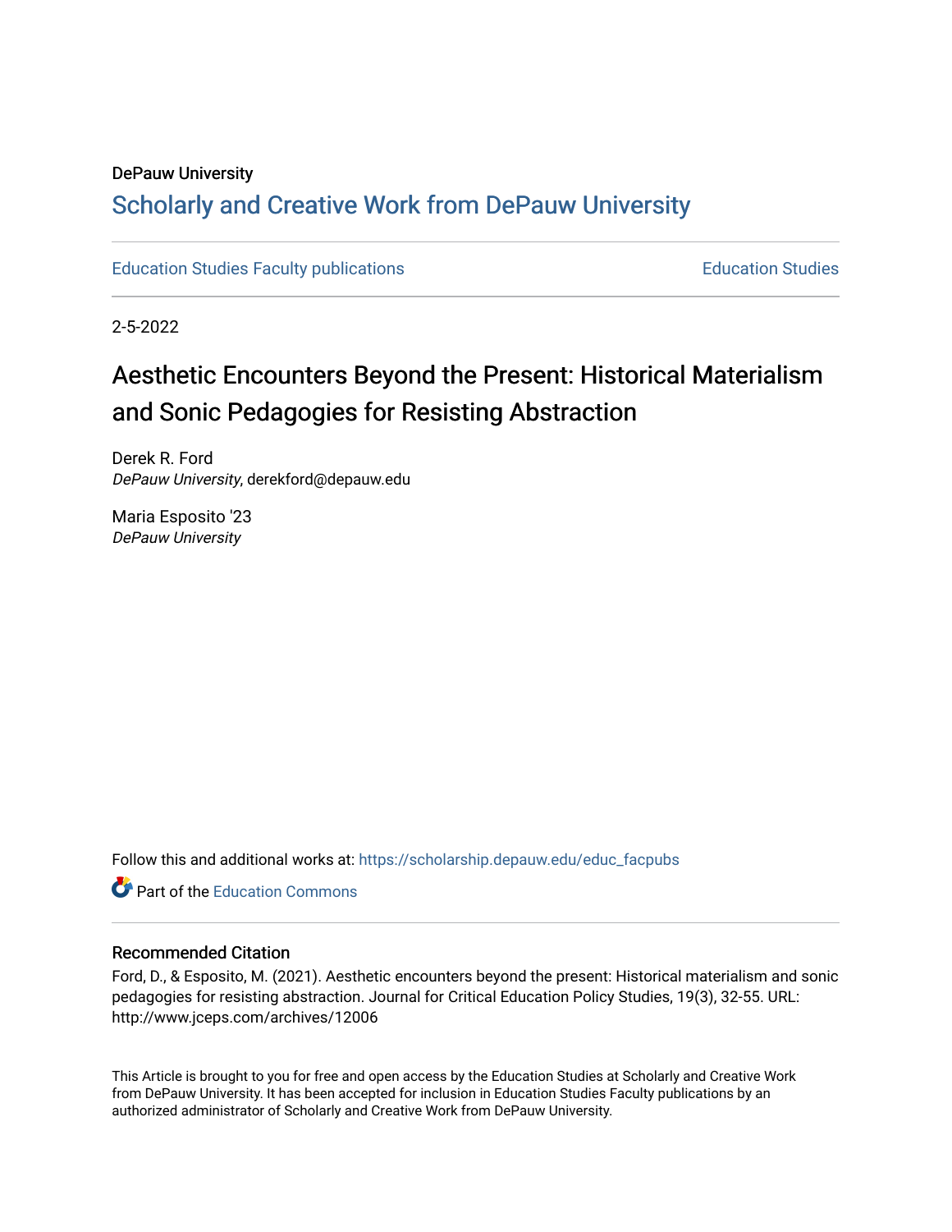DePauw University

# Scholarly and Creative Work from DePauw University

Education Studies Faculty publications | Education Studies

2-5-2022

# Aesthetic Encounters Beyond the Present: Historical Materialism and Sonic Pedagogies for Resisting Abstraction

Derek R. Ford
*DePauw University*, derekford@depauw.edu

Maria Esposito '23
*DePauw University*

Follow this and additional works at: https://scholarship.depauw.edu/educ_facpubs

Part of the Education Commons

## Recommended Citation

Ford, D., & Esposito, M. (2021). Aesthetic encounters beyond the present: Historical materialism and sonic pedagogies for resisting abstraction. Journal for Critical Education Policy Studies, 19(3), 32-55. URL: http://www.jceps.com/archives/12006

This Article is brought to you for free and open access by the Education Studies at Scholarly and Creative Work from DePauw University. It has been accepted for inclusion in Education Studies Faculty publications by an authorized administrator of Scholarly and Creative Work from DePauw University.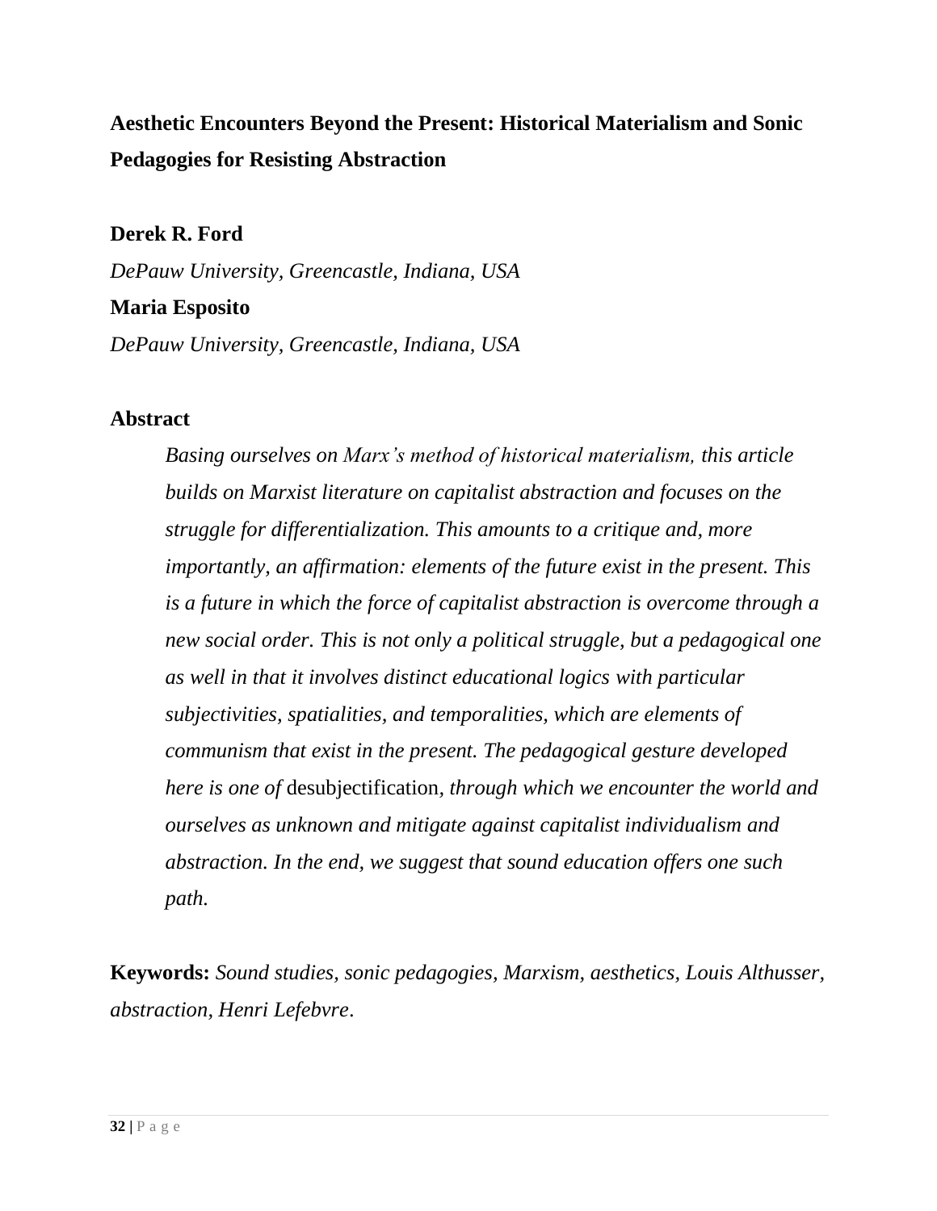# Aesthetic Encounters Beyond the Present: Historical Materialism and Sonic Pedagogies for Resisting Abstraction

**Derek R. Ford**

*DePauw University, Greencastle, Indiana, USA*

**Maria Esposito**

*DePauw University, Greencastle, Indiana, USA*

## Abstract

> *Basing ourselves on Marx's method of historical materialism, this article builds on Marxist literature on capitalist abstraction and focuses on the struggle for differentialization. This amounts to a critique and, more importantly, an affirmation: elements of the future exist in the present. This is a future in which the force of capitalist abstraction is overcome through a new social order. This is not only a political struggle, but a pedagogical one as well in that it involves distinct educational logics with particular subjectivities, spatialities, and temporalities, which are elements of communism that exist in the present. The pedagogical gesture developed here is one of* desubjectification*, through which we encounter the world and ourselves as unknown and mitigate against capitalist individualism and abstraction. In the end, we suggest that sound education offers one such path.*

**Keywords:** *Sound studies, sonic pedagogies, Marxism, aesthetics, Louis Althusser, abstraction, Henri Lefebvre*.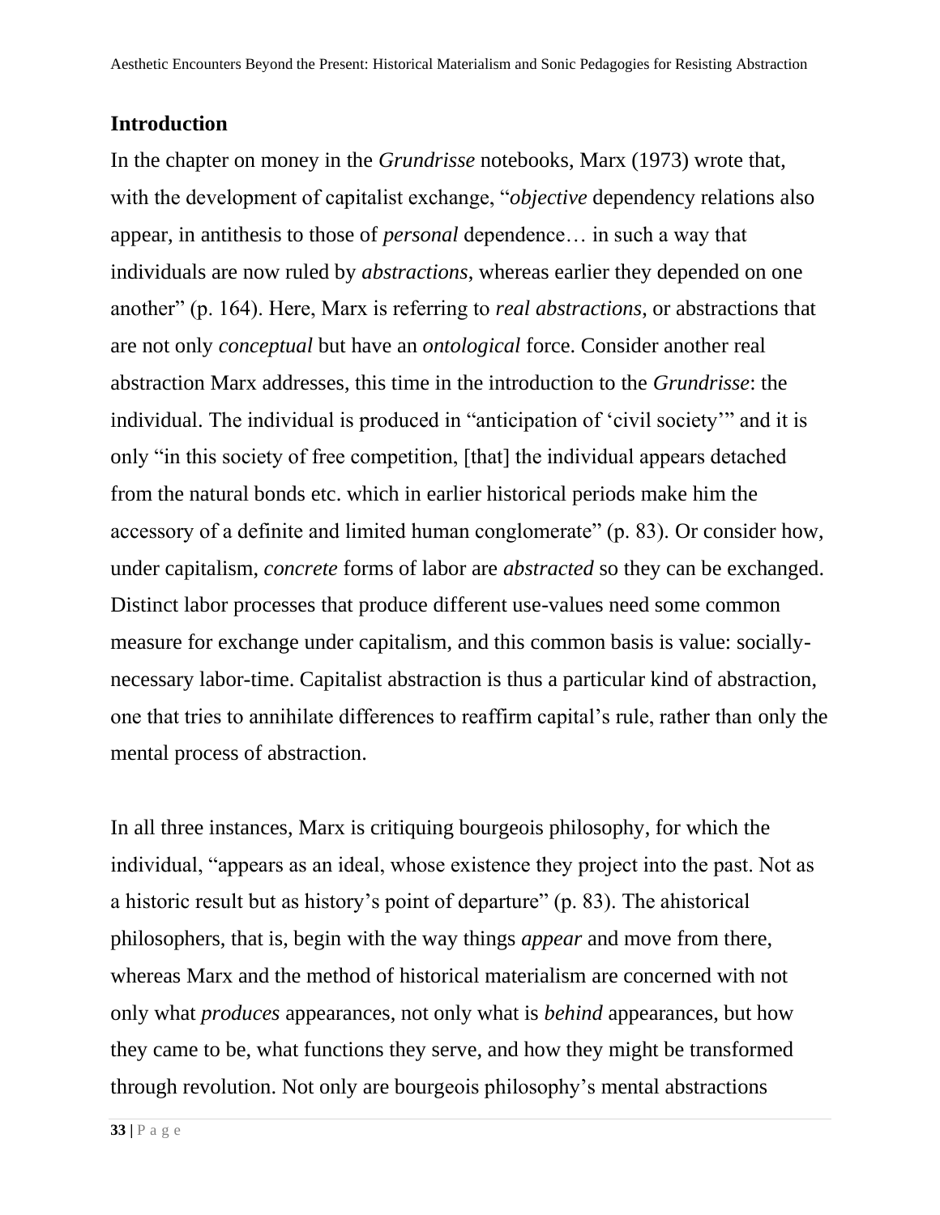## Introduction

In the chapter on money in the *Grundrisse* notebooks, Marx (1973) wrote that, with the development of capitalist exchange, "*objective* dependency relations also appear, in antithesis to those of *personal* dependence… in such a way that individuals are now ruled by *abstractions*, whereas earlier they depended on one another" (p. 164). Here, Marx is referring to *real abstractions*, or abstractions that are not only *conceptual* but have an *ontological* force. Consider another real abstraction Marx addresses, this time in the introduction to the *Grundrisse*: the individual. The individual is produced in "anticipation of 'civil society'" and it is only "in this society of free competition, [that] the individual appears detached from the natural bonds etc. which in earlier historical periods make him the accessory of a definite and limited human conglomerate" (p. 83). Or consider how, under capitalism, *concrete* forms of labor are *abstracted* so they can be exchanged. Distinct labor processes that produce different use-values need some common measure for exchange under capitalism, and this common basis is value: socially-necessary labor-time. Capitalist abstraction is thus a particular kind of abstraction, one that tries to annihilate differences to reaffirm capital's rule, rather than only the mental process of abstraction.

In all three instances, Marx is critiquing bourgeois philosophy, for which the individual, "appears as an ideal, whose existence they project into the past. Not as a historic result but as history's point of departure" (p. 83). The ahistorical philosophers, that is, begin with the way things *appear* and move from there, whereas Marx and the method of historical materialism are concerned with not only what *produces* appearances, not only what is *behind* appearances, but how they came to be, what functions they serve, and how they might be transformed through revolution. Not only are bourgeois philosophy's mental abstractions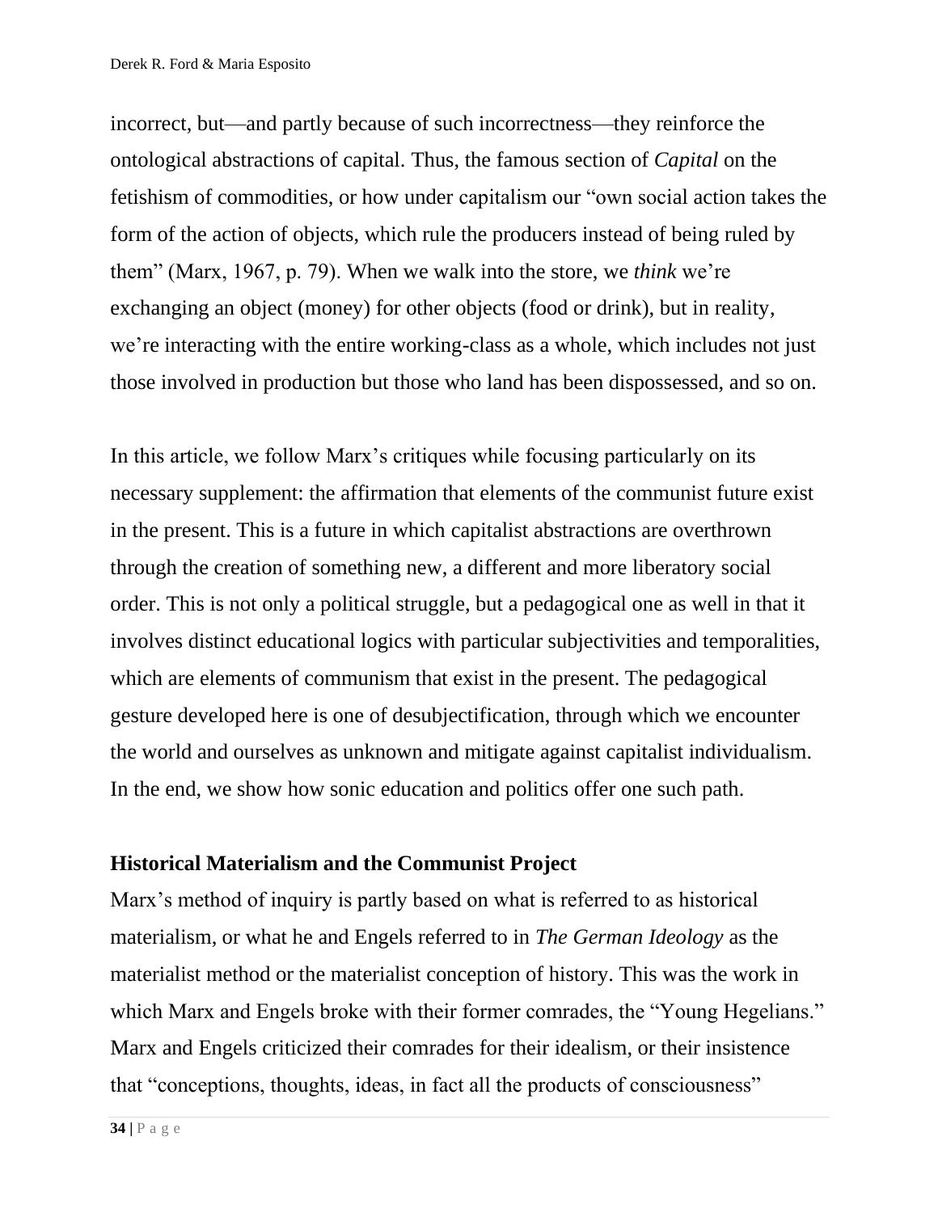incorrect, but—and partly because of such incorrectness—they reinforce the ontological abstractions of capital. Thus, the famous section of *Capital* on the fetishism of commodities, or how under capitalism our "own social action takes the form of the action of objects, which rule the producers instead of being ruled by them" (Marx, 1967, p. 79). When we walk into the store, we *think* we're exchanging an object (money) for other objects (food or drink), but in reality, we're interacting with the entire working-class as a whole, which includes not just those involved in production but those who land has been dispossessed, and so on.

In this article, we follow Marx's critiques while focusing particularly on its necessary supplement: the affirmation that elements of the communist future exist in the present. This is a future in which capitalist abstractions are overthrown through the creation of something new, a different and more liberatory social order. This is not only a political struggle, but a pedagogical one as well in that it involves distinct educational logics with particular subjectivities and temporalities, which are elements of communism that exist in the present. The pedagogical gesture developed here is one of desubjectification, through which we encounter the world and ourselves as unknown and mitigate against capitalist individualism. In the end, we show how sonic education and politics offer one such path.

## Historical Materialism and the Communist Project

Marx's method of inquiry is partly based on what is referred to as historical materialism, or what he and Engels referred to in *The German Ideology* as the materialist method or the materialist conception of history. This was the work in which Marx and Engels broke with their former comrades, the "Young Hegelians." Marx and Engels criticized their comrades for their idealism, or their insistence that "conceptions, thoughts, ideas, in fact all the products of consciousness"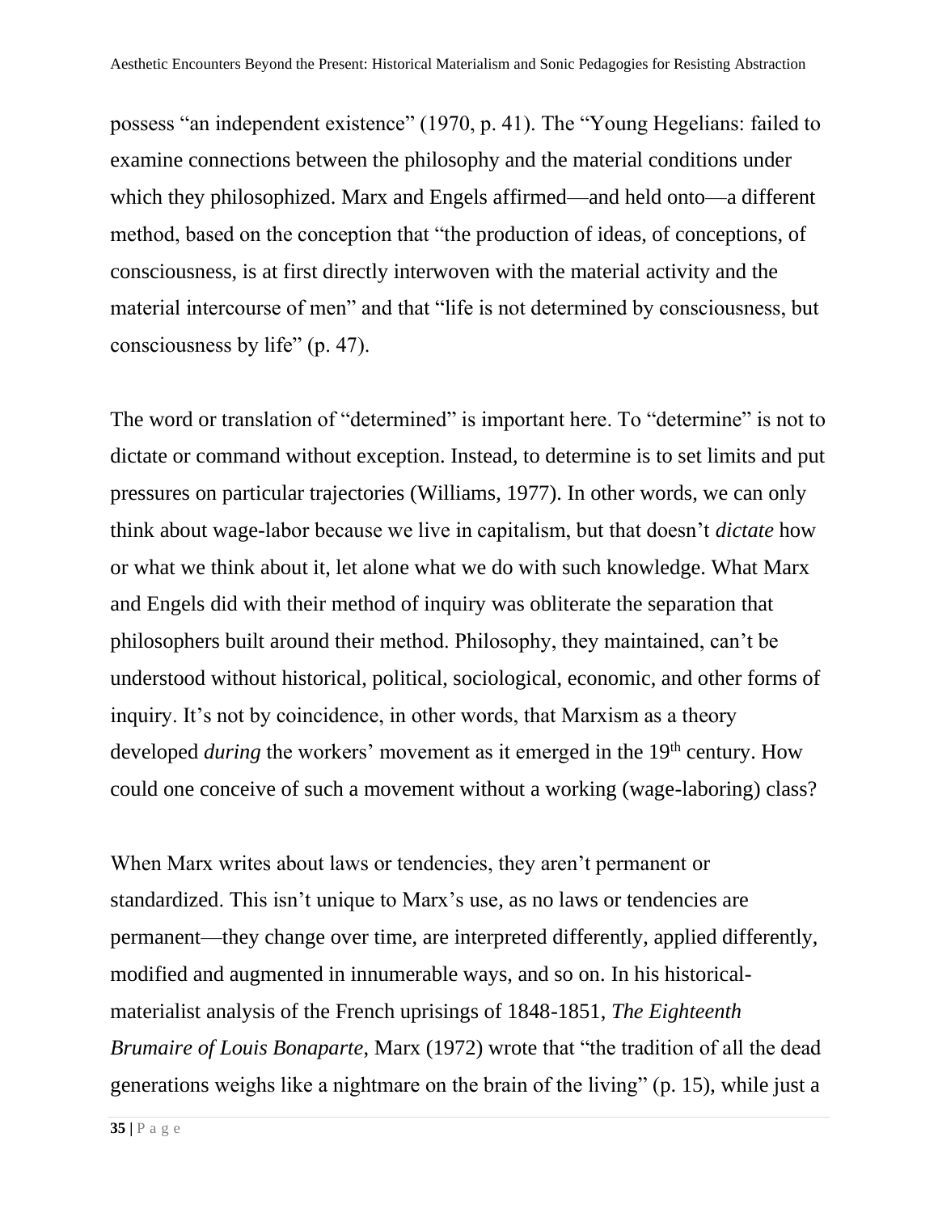possess “an independent existence” (1970, p. 41). The “Young Hegelians: failed to examine connections between the philosophy and the material conditions under which they philosophized. Marx and Engels affirmed—and held onto—a different method, based on the conception that “the production of ideas, of conceptions, of consciousness, is at first directly interwoven with the material activity and the material intercourse of men” and that “life is not determined by consciousness, but consciousness by life” (p. 47).

The word or translation of “determined” is important here. To “determine” is not to dictate or command without exception. Instead, to determine is to set limits and put pressures on particular trajectories (Williams, 1977). In other words, we can only think about wage-labor because we live in capitalism, but that doesn’t *dictate* how or what we think about it, let alone what we do with such knowledge. What Marx and Engels did with their method of inquiry was obliterate the separation that philosophers built around their method. Philosophy, they maintained, can’t be understood without historical, political, sociological, economic, and other forms of inquiry. It’s not by coincidence, in other words, that Marxism as a theory developed *during* the workers’ movement as it emerged in the 19th century. How could one conceive of such a movement without a working (wage-laboring) class?

When Marx writes about laws or tendencies, they aren’t permanent or standardized. This isn’t unique to Marx’s use, as no laws or tendencies are permanent—they change over time, are interpreted differently, applied differently, modified and augmented in innumerable ways, and so on. In his historical-materialist analysis of the French uprisings of 1848-1851, *The Eighteenth Brumaire of Louis Bonaparte*, Marx (1972) wrote that “the tradition of all the dead generations weighs like a nightmare on the brain of the living” (p. 15), while just a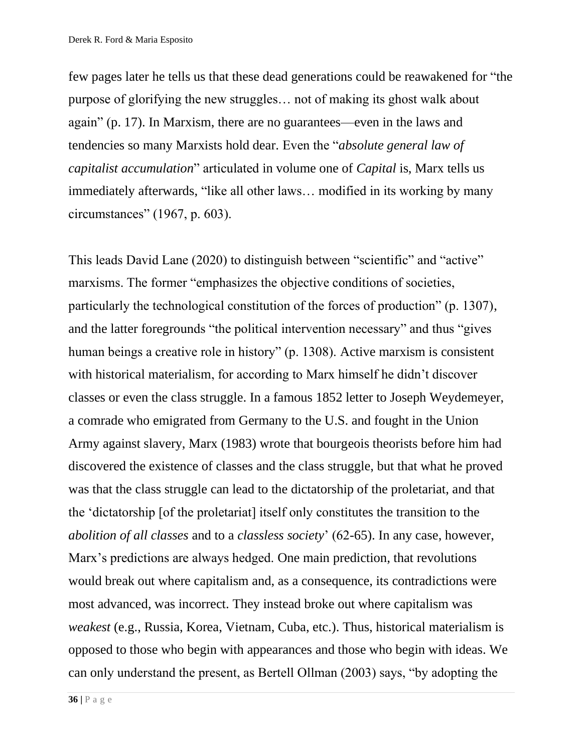few pages later he tells us that these dead generations could be reawakened for "the purpose of glorifying the new struggles… not of making its ghost walk about again" (p. 17). In Marxism, there are no guarantees—even in the laws and tendencies so many Marxists hold dear. Even the "*absolute general law of capitalist accumulation*" articulated in volume one of *Capital* is, Marx tells us immediately afterwards, "like all other laws… modified in its working by many circumstances" (1967, p. 603).

This leads David Lane (2020) to distinguish between "scientific" and "active" marxisms. The former "emphasizes the objective conditions of societies, particularly the technological constitution of the forces of production" (p. 1307), and the latter foregrounds "the political intervention necessary" and thus "gives human beings a creative role in history" (p. 1308). Active marxism is consistent with historical materialism, for according to Marx himself he didn't discover classes or even the class struggle. In a famous 1852 letter to Joseph Weydemeyer, a comrade who emigrated from Germany to the U.S. and fought in the Union Army against slavery, Marx (1983) wrote that bourgeois theorists before him had discovered the existence of classes and the class struggle, but that what he proved was that the class struggle can lead to the dictatorship of the proletariat, and that the 'dictatorship [of the proletariat] itself only constitutes the transition to the *abolition of all classes* and to a *classless society*' (62-65). In any case, however, Marx's predictions are always hedged. One main prediction, that revolutions would break out where capitalism and, as a consequence, its contradictions were most advanced, was incorrect. They instead broke out where capitalism was *weakest* (e.g., Russia, Korea, Vietnam, Cuba, etc.). Thus, historical materialism is opposed to those who begin with appearances and those who begin with ideas. We can only understand the present, as Bertell Ollman (2003) says, "by adopting the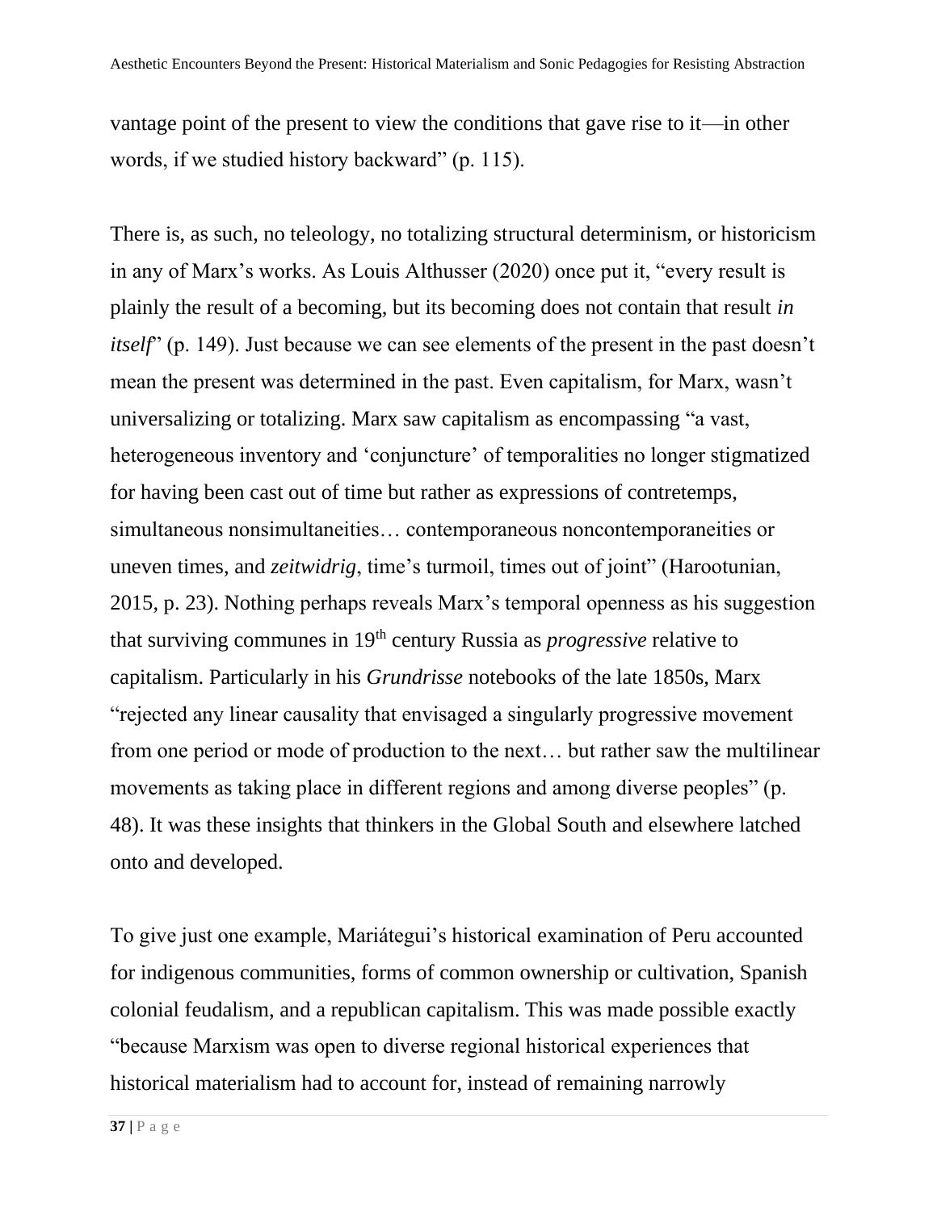vantage point of the present to view the conditions that gave rise to it—in other words, if we studied history backward" (p. 115).

There is, as such, no teleology, no totalizing structural determinism, or historicism in any of Marx's works. As Louis Althusser (2020) once put it, "every result is plainly the result of a becoming, but its becoming does not contain that result *in itself*" (p. 149). Just because we can see elements of the present in the past doesn't mean the present was determined in the past. Even capitalism, for Marx, wasn't universalizing or totalizing. Marx saw capitalism as encompassing "a vast, heterogeneous inventory and 'conjuncture' of temporalities no longer stigmatized for having been cast out of time but rather as expressions of contretemps, simultaneous nonsimultaneities… contemporaneous noncontemporaneities or uneven times, and *zeitwidrig*, time's turmoil, times out of joint" (Harootunian, 2015, p. 23). Nothing perhaps reveals Marx's temporal openness as his suggestion that surviving communes in 19th century Russia as *progressive* relative to capitalism. Particularly in his *Grundrisse* notebooks of the late 1850s, Marx "rejected any linear causality that envisaged a singularly progressive movement from one period or mode of production to the next… but rather saw the multilinear movements as taking place in different regions and among diverse peoples" (p. 48). It was these insights that thinkers in the Global South and elsewhere latched onto and developed.

To give just one example, Mariátegui's historical examination of Peru accounted for indigenous communities, forms of common ownership or cultivation, Spanish colonial feudalism, and a republican capitalism. This was made possible exactly "because Marxism was open to diverse regional historical experiences that historical materialism had to account for, instead of remaining narrowly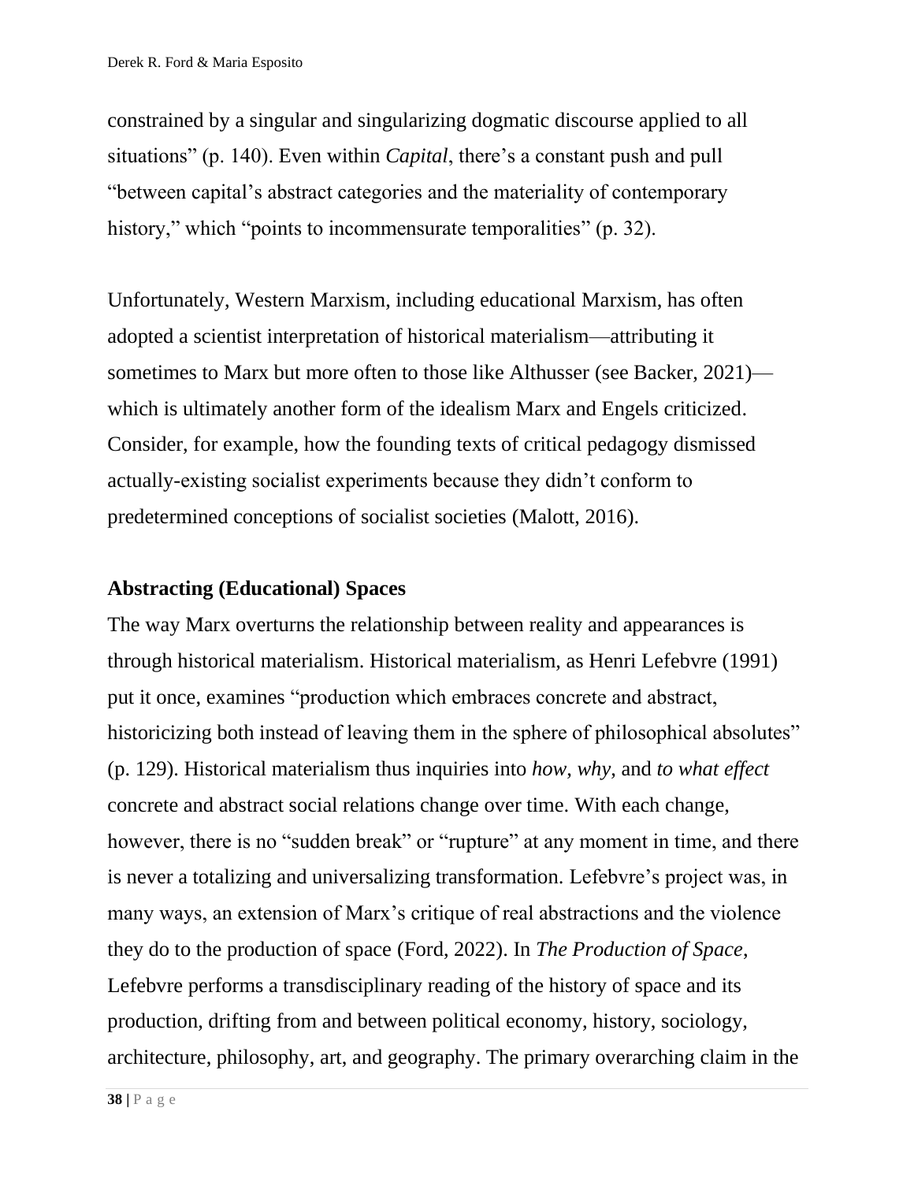constrained by a singular and singularizing dogmatic discourse applied to all situations" (p. 140). Even within *Capital*, there's a constant push and pull "between capital's abstract categories and the materiality of contemporary history," which "points to incommensurate temporalities" (p. 32).

Unfortunately, Western Marxism, including educational Marxism, has often adopted a scientist interpretation of historical materialism—attributing it sometimes to Marx but more often to those like Althusser (see Backer, 2021)—which is ultimately another form of the idealism Marx and Engels criticized. Consider, for example, how the founding texts of critical pedagogy dismissed actually-existing socialist experiments because they didn't conform to predetermined conceptions of socialist societies (Malott, 2016).

### Abstracting (Educational) Spaces

The way Marx overturns the relationship between reality and appearances is through historical materialism. Historical materialism, as Henri Lefebvre (1991) put it once, examines "production which embraces concrete and abstract, historicizing both instead of leaving them in the sphere of philosophical absolutes" (p. 129). Historical materialism thus inquiries into *how, why,* and *to what effect* concrete and abstract social relations change over time. With each change, however, there is no "sudden break" or "rupture" at any moment in time, and there is never a totalizing and universalizing transformation. Lefebvre's project was, in many ways, an extension of Marx's critique of real abstractions and the violence they do to the production of space (Ford, 2022). In *The Production of Space*, Lefebvre performs a transdisciplinary reading of the history of space and its production, drifting from and between political economy, history, sociology, architecture, philosophy, art, and geography. The primary overarching claim in the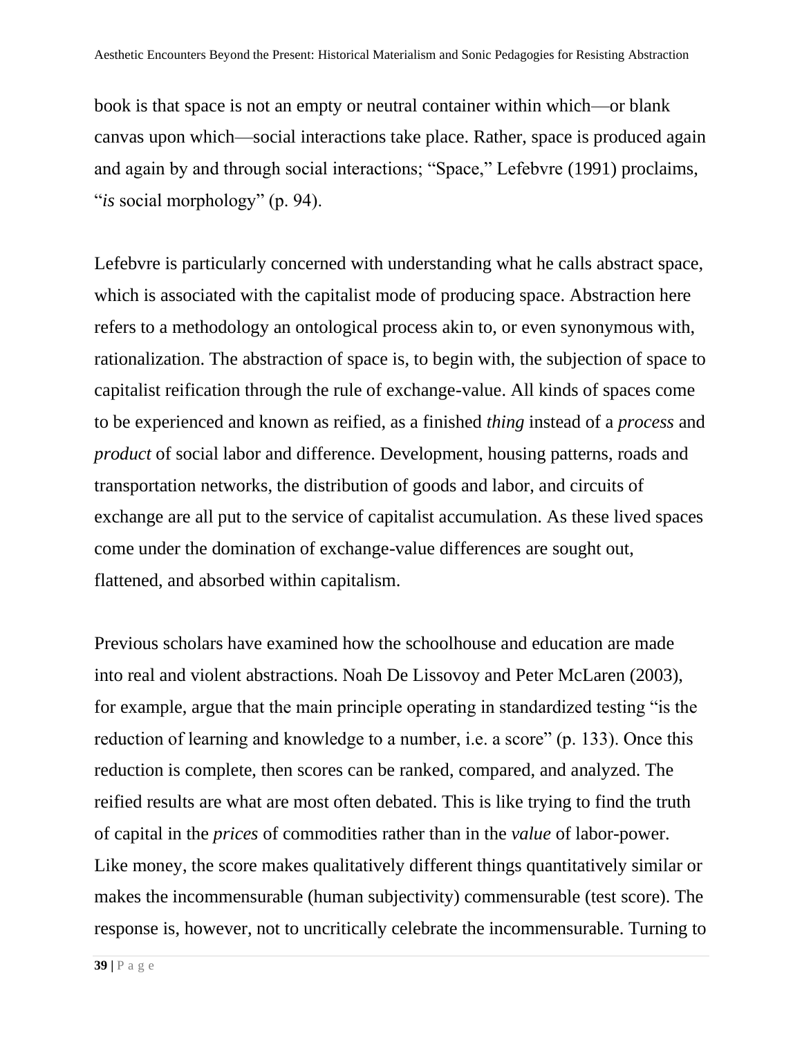book is that space is not an empty or neutral container within which—or blank canvas upon which—social interactions take place. Rather, space is produced again and again by and through social interactions; "Space," Lefebvre (1991) proclaims, "*is* social morphology" (p. 94).

Lefebvre is particularly concerned with understanding what he calls abstract space, which is associated with the capitalist mode of producing space. Abstraction here refers to a methodology an ontological process akin to, or even synonymous with, rationalization. The abstraction of space is, to begin with, the subjection of space to capitalist reification through the rule of exchange-value. All kinds of spaces come to be experienced and known as reified, as a finished *thing* instead of a *process* and *product* of social labor and difference. Development, housing patterns, roads and transportation networks, the distribution of goods and labor, and circuits of exchange are all put to the service of capitalist accumulation. As these lived spaces come under the domination of exchange-value differences are sought out, flattened, and absorbed within capitalism.

Previous scholars have examined how the schoolhouse and education are made into real and violent abstractions. Noah De Lissovoy and Peter McLaren (2003), for example, argue that the main principle operating in standardized testing "is the reduction of learning and knowledge to a number, i.e. a score" (p. 133). Once this reduction is complete, then scores can be ranked, compared, and analyzed. The reified results are what are most often debated. This is like trying to find the truth of capital in the *prices* of commodities rather than in the *value* of labor-power. Like money, the score makes qualitatively different things quantitatively similar or makes the incommensurable (human subjectivity) commensurable (test score). The response is, however, not to uncritically celebrate the incommensurable. Turning to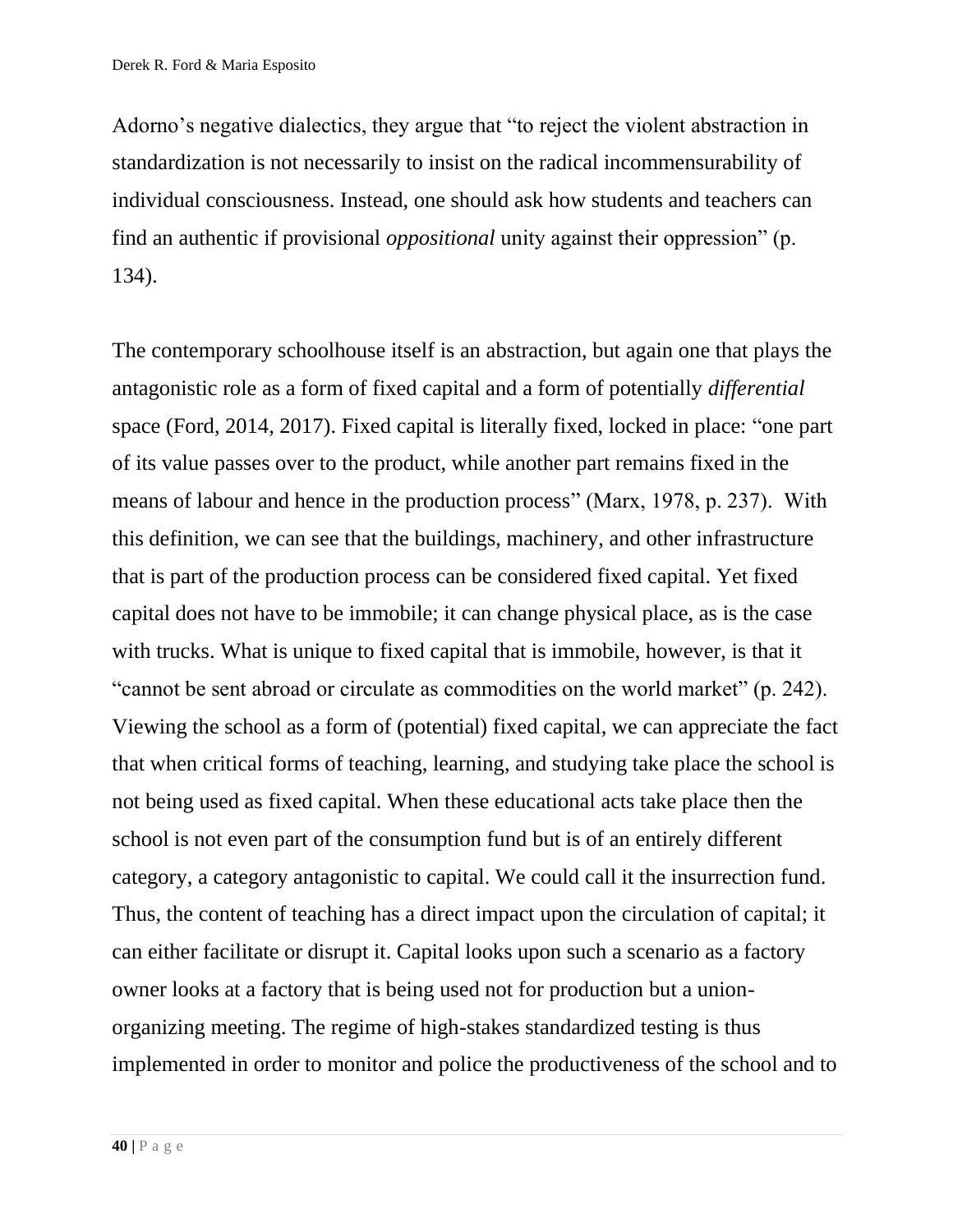Adorno's negative dialectics, they argue that "to reject the violent abstraction in standardization is not necessarily to insist on the radical incommensurability of individual consciousness. Instead, one should ask how students and teachers can find an authentic if provisional *oppositional* unity against their oppression" (p. 134).

The contemporary schoolhouse itself is an abstraction, but again one that plays the antagonistic role as a form of fixed capital and a form of potentially *differential* space (Ford, 2014, 2017). Fixed capital is literally fixed, locked in place: "one part of its value passes over to the product, while another part remains fixed in the means of labour and hence in the production process" (Marx, 1978, p. 237). With this definition, we can see that the buildings, machinery, and other infrastructure that is part of the production process can be considered fixed capital. Yet fixed capital does not have to be immobile; it can change physical place, as is the case with trucks. What is unique to fixed capital that is immobile, however, is that it "cannot be sent abroad or circulate as commodities on the world market" (p. 242). Viewing the school as a form of (potential) fixed capital, we can appreciate the fact that when critical forms of teaching, learning, and studying take place the school is not being used as fixed capital. When these educational acts take place then the school is not even part of the consumption fund but is of an entirely different category, a category antagonistic to capital. We could call it the insurrection fund. Thus, the content of teaching has a direct impact upon the circulation of capital; it can either facilitate or disrupt it. Capital looks upon such a scenario as a factory owner looks at a factory that is being used not for production but a union-organizing meeting. The regime of high-stakes standardized testing is thus implemented in order to monitor and police the productiveness of the school and to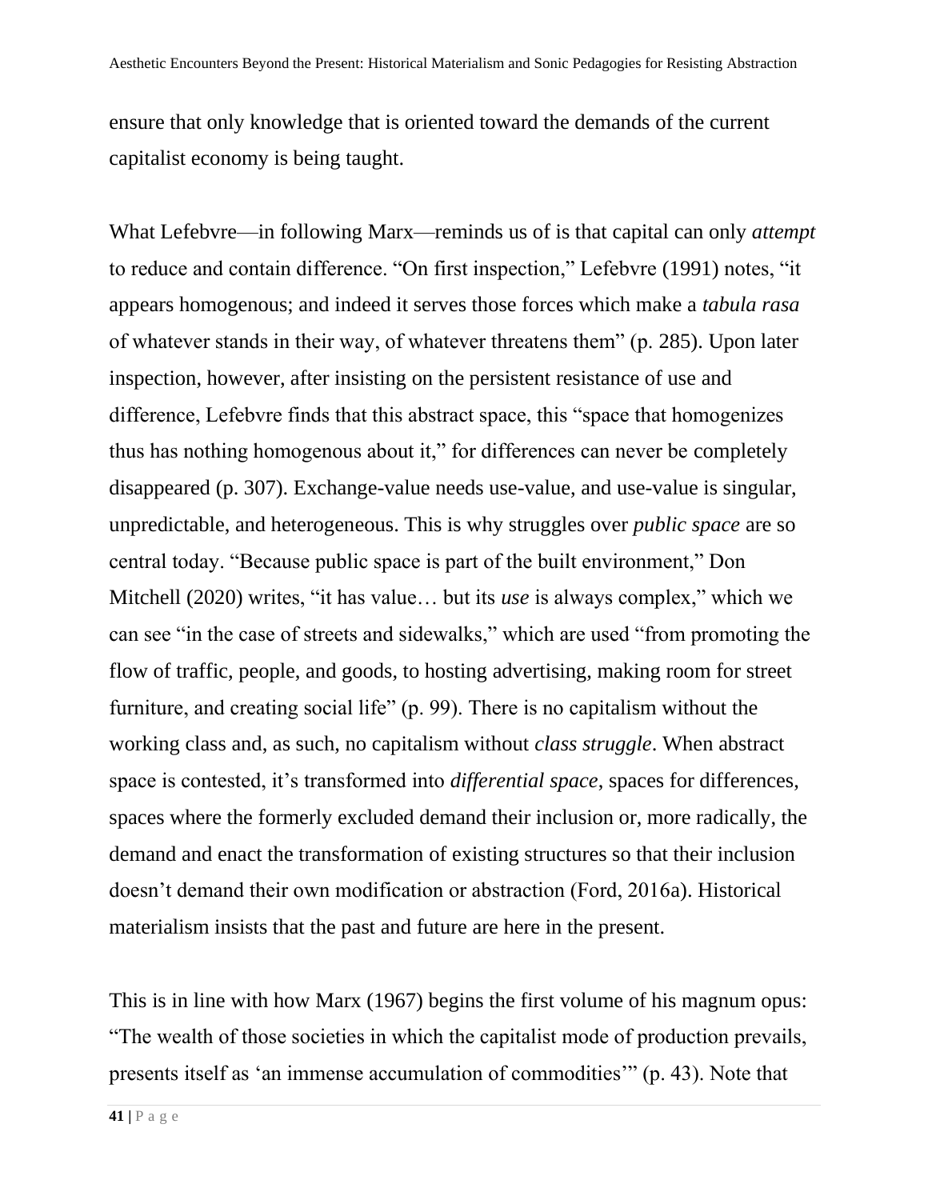ensure that only knowledge that is oriented toward the demands of the current capitalist economy is being taught.

What Lefebvre—in following Marx—reminds us of is that capital can only *attempt* to reduce and contain difference. “On first inspection,” Lefebvre (1991) notes, “it appears homogenous; and indeed it serves those forces which make a *tabula rasa* of whatever stands in their way, of whatever threatens them” (p. 285). Upon later inspection, however, after insisting on the persistent resistance of use and difference, Lefebvre finds that this abstract space, this “space that homogenizes thus has nothing homogenous about it,” for differences can never be completely disappeared (p. 307). Exchange-value needs use-value, and use-value is singular, unpredictable, and heterogeneous. This is why struggles over *public space* are so central today. “Because public space is part of the built environment,” Don Mitchell (2020) writes, “it has value… but its *use* is always complex,” which we can see “in the case of streets and sidewalks,” which are used “from promoting the flow of traffic, people, and goods, to hosting advertising, making room for street furniture, and creating social life” (p. 99). There is no capitalism without the working class and, as such, no capitalism without *class struggle*. When abstract space is contested, it’s transformed into *differential space,* spaces for differences, spaces where the formerly excluded demand their inclusion or, more radically, the demand and enact the transformation of existing structures so that their inclusion doesn’t demand their own modification or abstraction (Ford, 2016a). Historical materialism insists that the past and future are here in the present.

This is in line with how Marx (1967) begins the first volume of his magnum opus: “The wealth of those societies in which the capitalist mode of production prevails, presents itself as ‘an immense accumulation of commodities’” (p. 43). Note that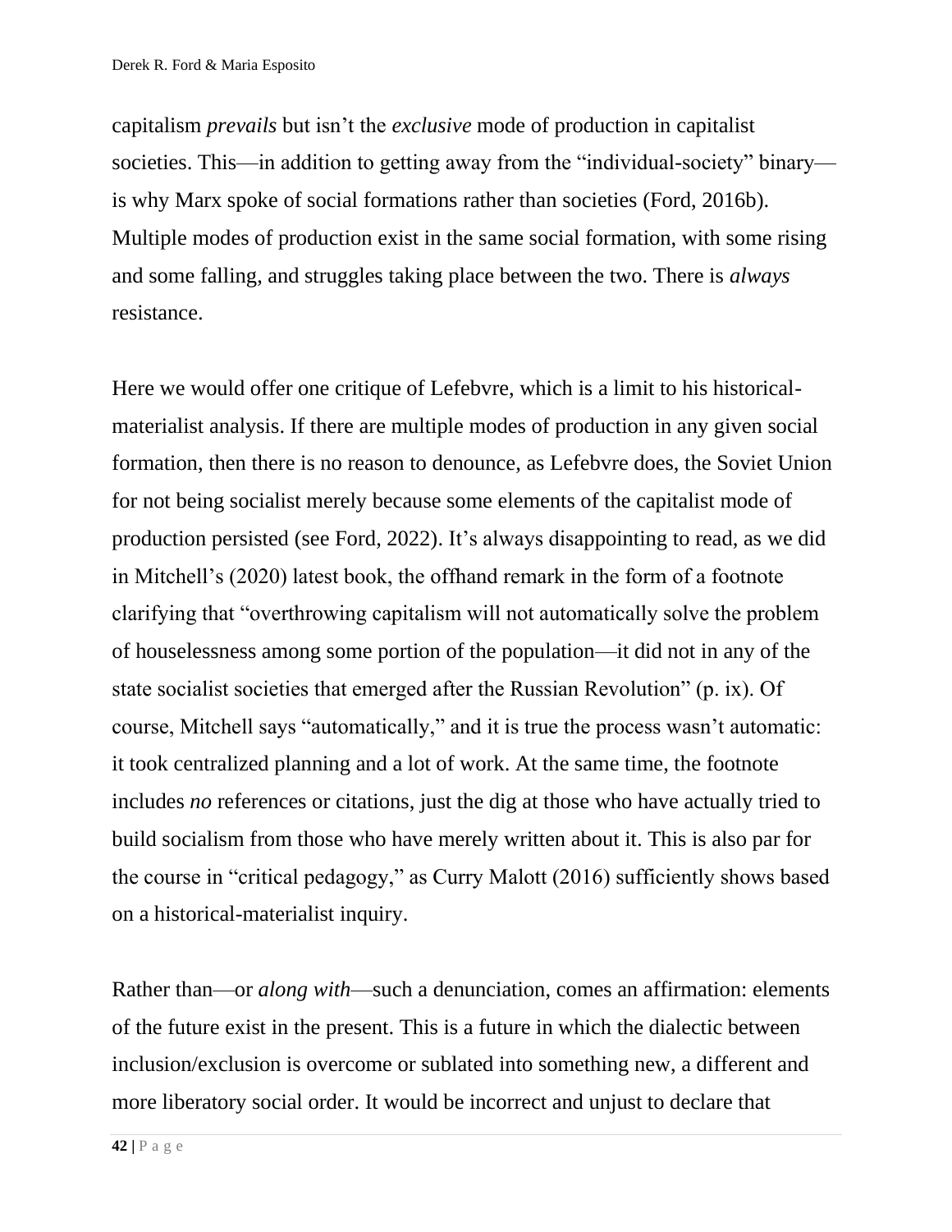capitalism *prevails* but isn't the *exclusive* mode of production in capitalist societies. This—in addition to getting away from the "individual-society" binary—is why Marx spoke of social formations rather than societies (Ford, 2016b). Multiple modes of production exist in the same social formation, with some rising and some falling, and struggles taking place between the two. There is *always* resistance.

Here we would offer one critique of Lefebvre, which is a limit to his historical-materialist analysis. If there are multiple modes of production in any given social formation, then there is no reason to denounce, as Lefebvre does, the Soviet Union for not being socialist merely because some elements of the capitalist mode of production persisted (see Ford, 2022). It's always disappointing to read, as we did in Mitchell's (2020) latest book, the offhand remark in the form of a footnote clarifying that "overthrowing capitalism will not automatically solve the problem of houselessness among some portion of the population—it did not in any of the state socialist societies that emerged after the Russian Revolution" (p. ix). Of course, Mitchell says "automatically," and it is true the process wasn't automatic: it took centralized planning and a lot of work. At the same time, the footnote includes *no* references or citations, just the dig at those who have actually tried to build socialism from those who have merely written about it. This is also par for the course in "critical pedagogy," as Curry Malott (2016) sufficiently shows based on a historical-materialist inquiry.

Rather than—or *along with*—such a denunciation, comes an affirmation: elements of the future exist in the present. This is a future in which the dialectic between inclusion/exclusion is overcome or sublated into something new, a different and more liberatory social order. It would be incorrect and unjust to declare that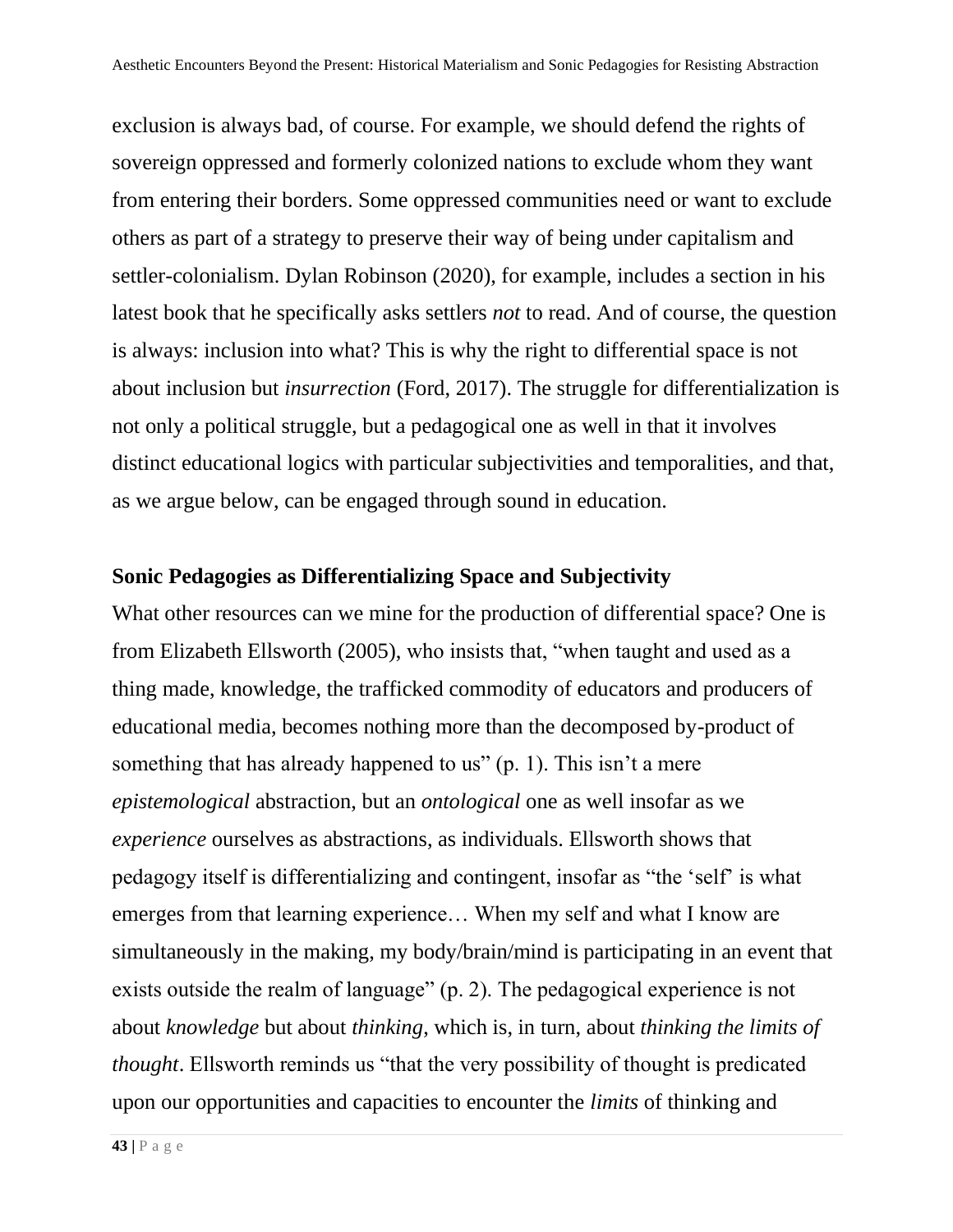exclusion is always bad, of course. For example, we should defend the rights of sovereign oppressed and formerly colonized nations to exclude whom they want from entering their borders. Some oppressed communities need or want to exclude others as part of a strategy to preserve their way of being under capitalism and settler-colonialism. Dylan Robinson (2020), for example, includes a section in his latest book that he specifically asks settlers *not* to read. And of course, the question is always: inclusion into what? This is why the right to differential space is not about inclusion but *insurrection* (Ford, 2017). The struggle for differentialization is not only a political struggle, but a pedagogical one as well in that it involves distinct educational logics with particular subjectivities and temporalities, and that, as we argue below, can be engaged through sound in education.

## Sonic Pedagogies as Differentializing Space and Subjectivity

What other resources can we mine for the production of differential space? One is from Elizabeth Ellsworth (2005), who insists that, "when taught and used as a thing made, knowledge, the trafficked commodity of educators and producers of educational media, becomes nothing more than the decomposed by-product of something that has already happened to us" (p. 1). This isn't a mere *epistemological* abstraction, but an *ontological* one as well insofar as we *experience* ourselves as abstractions, as individuals. Ellsworth shows that pedagogy itself is differentializing and contingent, insofar as "the 'self' is what emerges from that learning experience… When my self and what I know are simultaneously in the making, my body/brain/mind is participating in an event that exists outside the realm of language" (p. 2). The pedagogical experience is not about *knowledge* but about *thinking*, which is, in turn, about *thinking the limits of thought*. Ellsworth reminds us "that the very possibility of thought is predicated upon our opportunities and capacities to encounter the *limits* of thinking and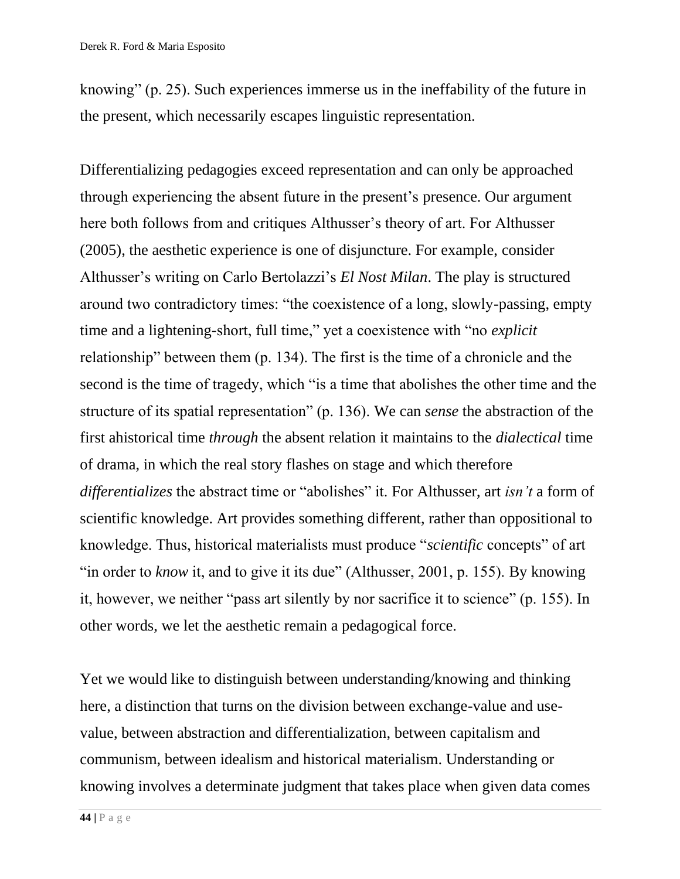knowing" (p. 25). Such experiences immerse us in the ineffability of the future in the present, which necessarily escapes linguistic representation.

Differentializing pedagogies exceed representation and can only be approached through experiencing the absent future in the present's presence. Our argument here both follows from and critiques Althusser's theory of art. For Althusser (2005), the aesthetic experience is one of disjuncture. For example, consider Althusser's writing on Carlo Bertolazzi's *El Nost Milan*. The play is structured around two contradictory times: "the coexistence of a long, slowly-passing, empty time and a lightening-short, full time," yet a coexistence with "no *explicit* relationship" between them (p. 134). The first is the time of a chronicle and the second is the time of tragedy, which "is a time that abolishes the other time and the structure of its spatial representation" (p. 136). We can *sense* the abstraction of the first ahistorical time *through* the absent relation it maintains to the *dialectical* time of drama, in which the real story flashes on stage and which therefore *differentializes* the abstract time or "abolishes" it. For Althusser, art *isn't* a form of scientific knowledge. Art provides something different, rather than oppositional to knowledge. Thus, historical materialists must produce "*scientific* concepts" of art "in order to *know* it, and to give it its due" (Althusser, 2001, p. 155). By knowing it, however, we neither "pass art silently by nor sacrifice it to science" (p. 155). In other words, we let the aesthetic remain a pedagogical force.

Yet we would like to distinguish between understanding/knowing and thinking here, a distinction that turns on the division between exchange-value and use-value, between abstraction and differentialization, between capitalism and communism, between idealism and historical materialism. Understanding or knowing involves a determinate judgment that takes place when given data comes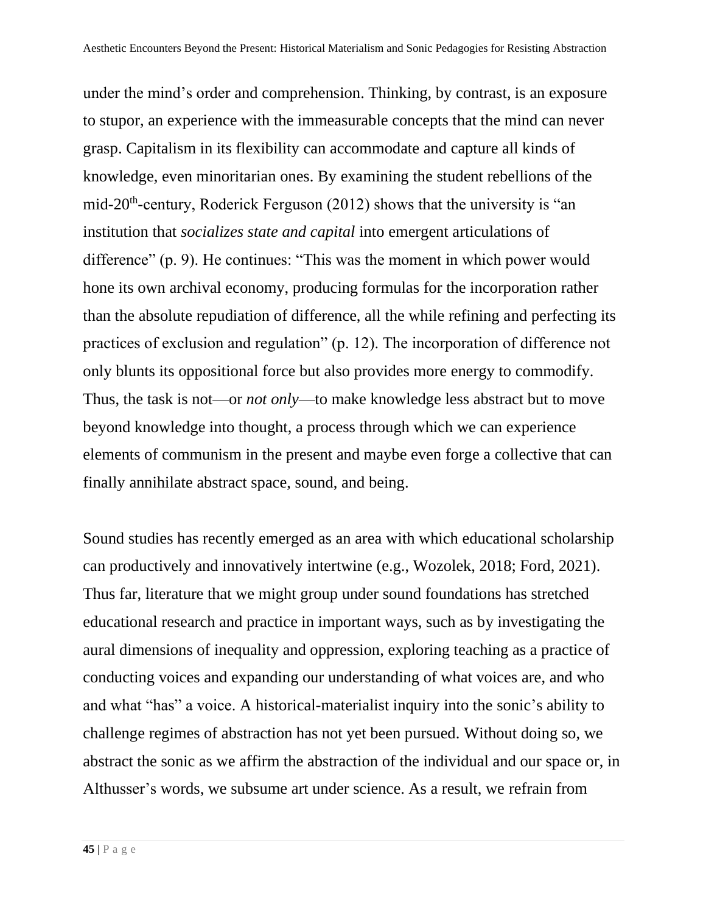under the mind's order and comprehension. Thinking, by contrast, is an exposure to stupor, an experience with the immeasurable concepts that the mind can never grasp. Capitalism in its flexibility can accommodate and capture all kinds of knowledge, even minoritarian ones. By examining the student rebellions of the mid-20th-century, Roderick Ferguson (2012) shows that the university is "an institution that *socializes state and capital* into emergent articulations of difference" (p. 9). He continues: "This was the moment in which power would hone its own archival economy, producing formulas for the incorporation rather than the absolute repudiation of difference, all the while refining and perfecting its practices of exclusion and regulation" (p. 12). The incorporation of difference not only blunts its oppositional force but also provides more energy to commodify. Thus, the task is not—or *not only*—to make knowledge less abstract but to move beyond knowledge into thought, a process through which we can experience elements of communism in the present and maybe even forge a collective that can finally annihilate abstract space, sound, and being.

Sound studies has recently emerged as an area with which educational scholarship can productively and innovatively intertwine (e.g., Wozolek, 2018; Ford, 2021). Thus far, literature that we might group under sound foundations has stretched educational research and practice in important ways, such as by investigating the aural dimensions of inequality and oppression, exploring teaching as a practice of conducting voices and expanding our understanding of what voices are, and who and what "has" a voice. A historical-materialist inquiry into the sonic's ability to challenge regimes of abstraction has not yet been pursued. Without doing so, we abstract the sonic as we affirm the abstraction of the individual and our space or, in Althusser's words, we subsume art under science. As a result, we refrain from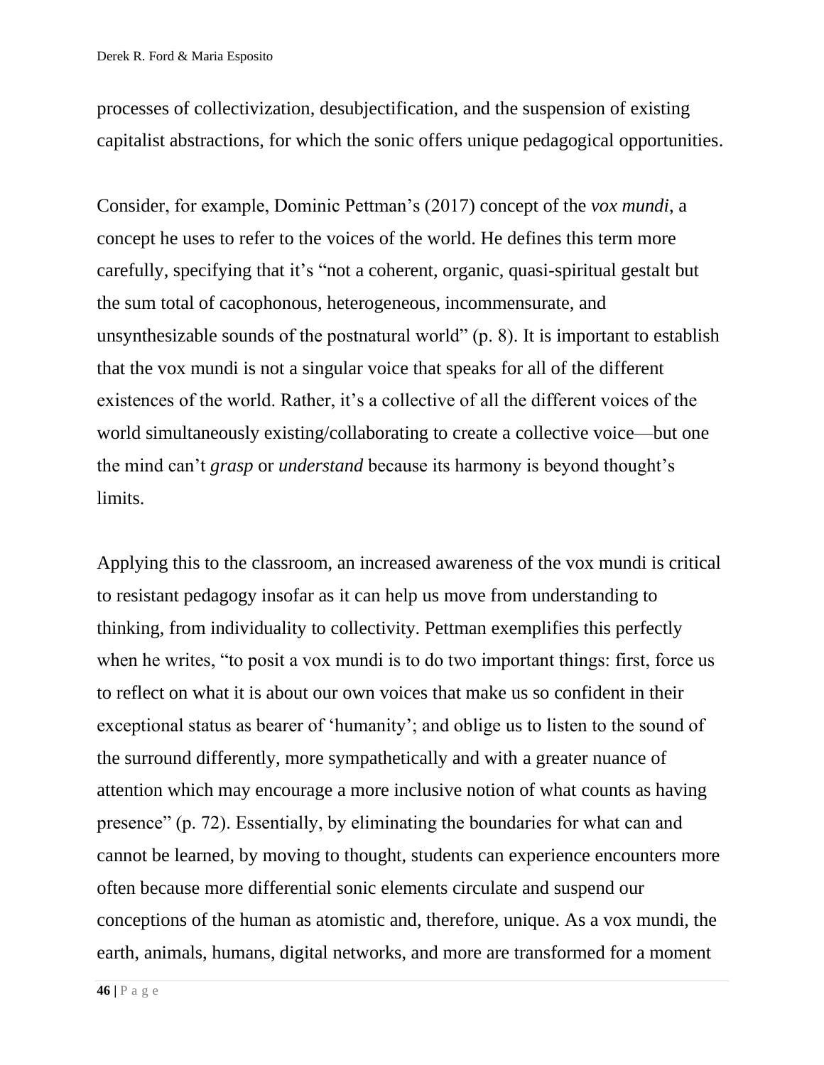processes of collectivization, desubjectification, and the suspension of existing capitalist abstractions, for which the sonic offers unique pedagogical opportunities.

Consider, for example, Dominic Pettman's (2017) concept of the *vox mundi*, a concept he uses to refer to the voices of the world. He defines this term more carefully, specifying that it's "not a coherent, organic, quasi-spiritual gestalt but the sum total of cacophonous, heterogeneous, incommensurate, and unsynthesizable sounds of the postnatural world" (p. 8). It is important to establish that the vox mundi is not a singular voice that speaks for all of the different existences of the world. Rather, it's a collective of all the different voices of the world simultaneously existing/collaborating to create a collective voice—but one the mind can't *grasp* or *understand* because its harmony is beyond thought's limits.

Applying this to the classroom, an increased awareness of the vox mundi is critical to resistant pedagogy insofar as it can help us move from understanding to thinking, from individuality to collectivity. Pettman exemplifies this perfectly when he writes, "to posit a vox mundi is to do two important things: first, force us to reflect on what it is about our own voices that make us so confident in their exceptional status as bearer of 'humanity'; and oblige us to listen to the sound of the surround differently, more sympathetically and with a greater nuance of attention which may encourage a more inclusive notion of what counts as having presence" (p. 72). Essentially, by eliminating the boundaries for what can and cannot be learned, by moving to thought, students can experience encounters more often because more differential sonic elements circulate and suspend our conceptions of the human as atomistic and, therefore, unique. As a vox mundi, the earth, animals, humans, digital networks, and more are transformed for a moment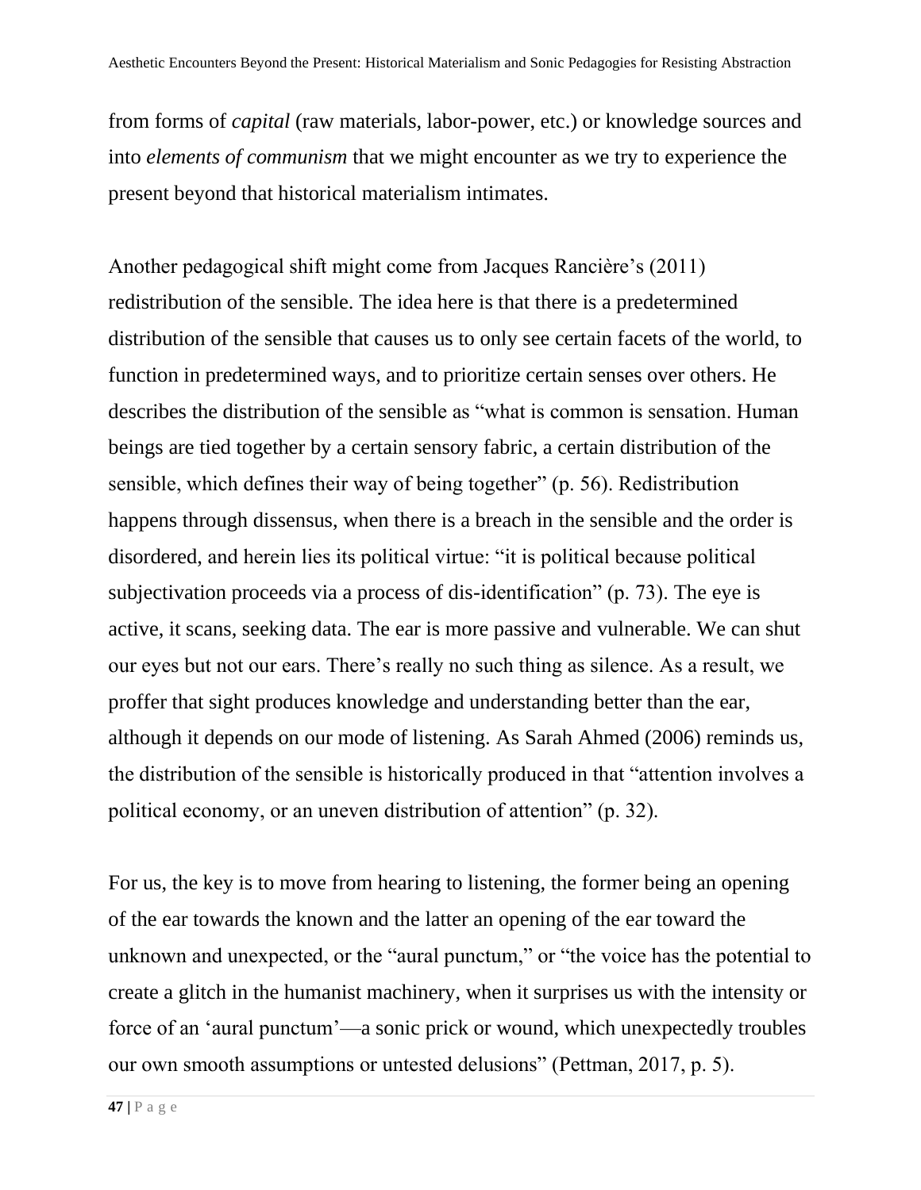from forms of *capital* (raw materials, labor-power, etc.) or knowledge sources and into *elements of communism* that we might encounter as we try to experience the present beyond that historical materialism intimates.

Another pedagogical shift might come from Jacques Rancière's (2011) redistribution of the sensible. The idea here is that there is a predetermined distribution of the sensible that causes us to only see certain facets of the world, to function in predetermined ways, and to prioritize certain senses over others. He describes the distribution of the sensible as "what is common is sensation. Human beings are tied together by a certain sensory fabric, a certain distribution of the sensible, which defines their way of being together" (p. 56). Redistribution happens through dissensus, when there is a breach in the sensible and the order is disordered, and herein lies its political virtue: "it is political because political subjectivation proceeds via a process of dis-identification" (p. 73). The eye is active, it scans, seeking data. The ear is more passive and vulnerable. We can shut our eyes but not our ears. There's really no such thing as silence. As a result, we proffer that sight produces knowledge and understanding better than the ear, although it depends on our mode of listening. As Sarah Ahmed (2006) reminds us, the distribution of the sensible is historically produced in that "attention involves a political economy, or an uneven distribution of attention" (p. 32).

For us, the key is to move from hearing to listening, the former being an opening of the ear towards the known and the latter an opening of the ear toward the unknown and unexpected, or the "aural punctum," or "the voice has the potential to create a glitch in the humanist machinery, when it surprises us with the intensity or force of an 'aural punctum'—a sonic prick or wound, which unexpectedly troubles our own smooth assumptions or untested delusions" (Pettman, 2017, p. 5).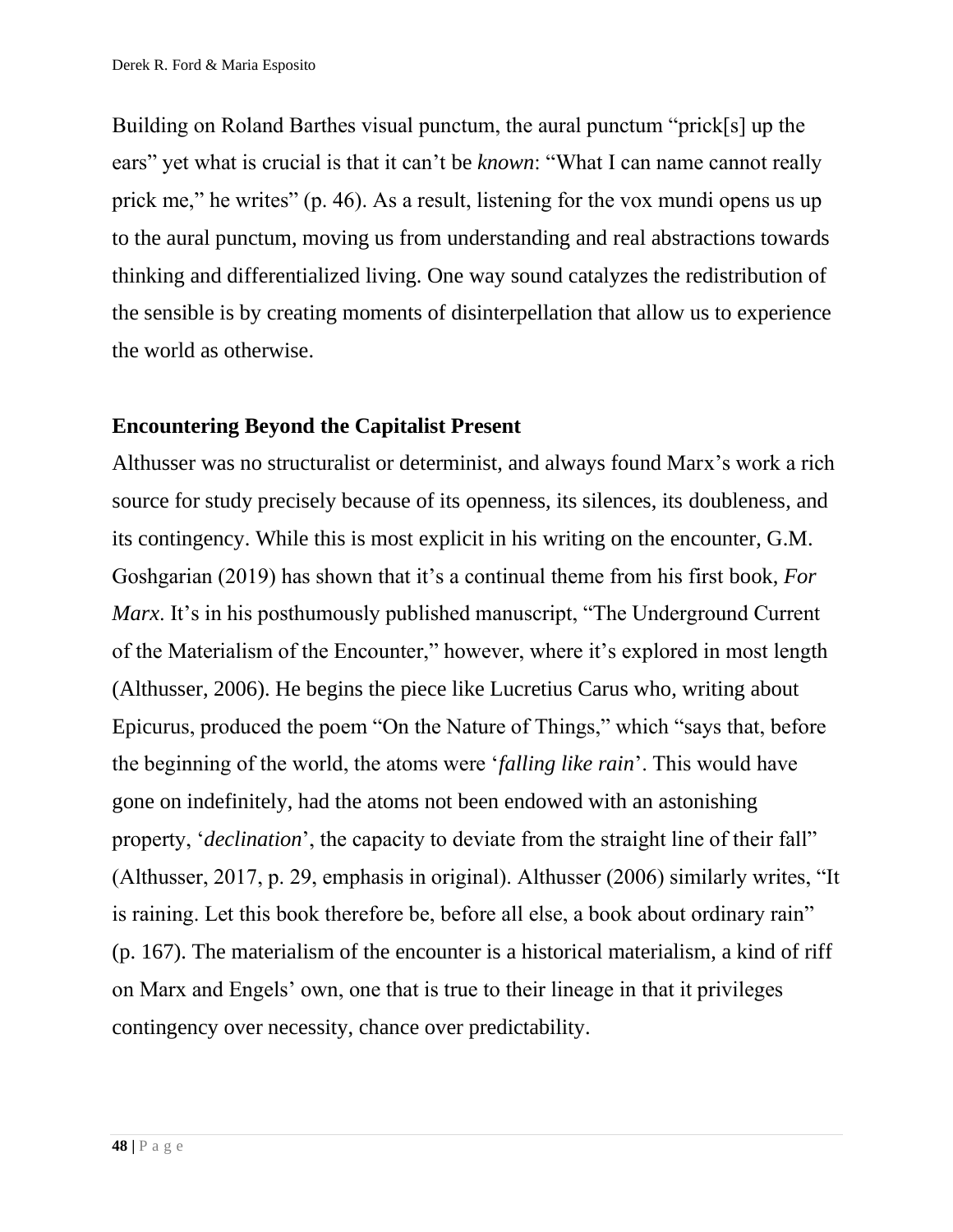Building on Roland Barthes visual punctum, the aural punctum "prick[s] up the ears" yet what is crucial is that it can't be *known*: "What I can name cannot really prick me," he writes" (p. 46). As a result, listening for the vox mundi opens us up to the aural punctum, moving us from understanding and real abstractions towards thinking and differentialized living. One way sound catalyzes the redistribution of the sensible is by creating moments of disinterpellation that allow us to experience the world as otherwise.

## Encountering Beyond the Capitalist Present

Althusser was no structuralist or determinist, and always found Marx's work a rich source for study precisely because of its openness, its silences, its doubleness, and its contingency. While this is most explicit in his writing on the encounter, G.M. Goshgarian (2019) has shown that it's a continual theme from his first book, *For Marx*. It's in his posthumously published manuscript, "The Underground Current of the Materialism of the Encounter," however, where it's explored in most length (Althusser, 2006). He begins the piece like Lucretius Carus who, writing about Epicurus, produced the poem "On the Nature of Things," which "says that, before the beginning of the world, the atoms were '*falling like rain*'. This would have gone on indefinitely, had the atoms not been endowed with an astonishing property, '*declination*', the capacity to deviate from the straight line of their fall" (Althusser, 2017, p. 29, emphasis in original). Althusser (2006) similarly writes, "It is raining. Let this book therefore be, before all else, a book about ordinary rain" (p. 167). The materialism of the encounter is a historical materialism, a kind of riff on Marx and Engels' own, one that is true to their lineage in that it privileges contingency over necessity, chance over predictability.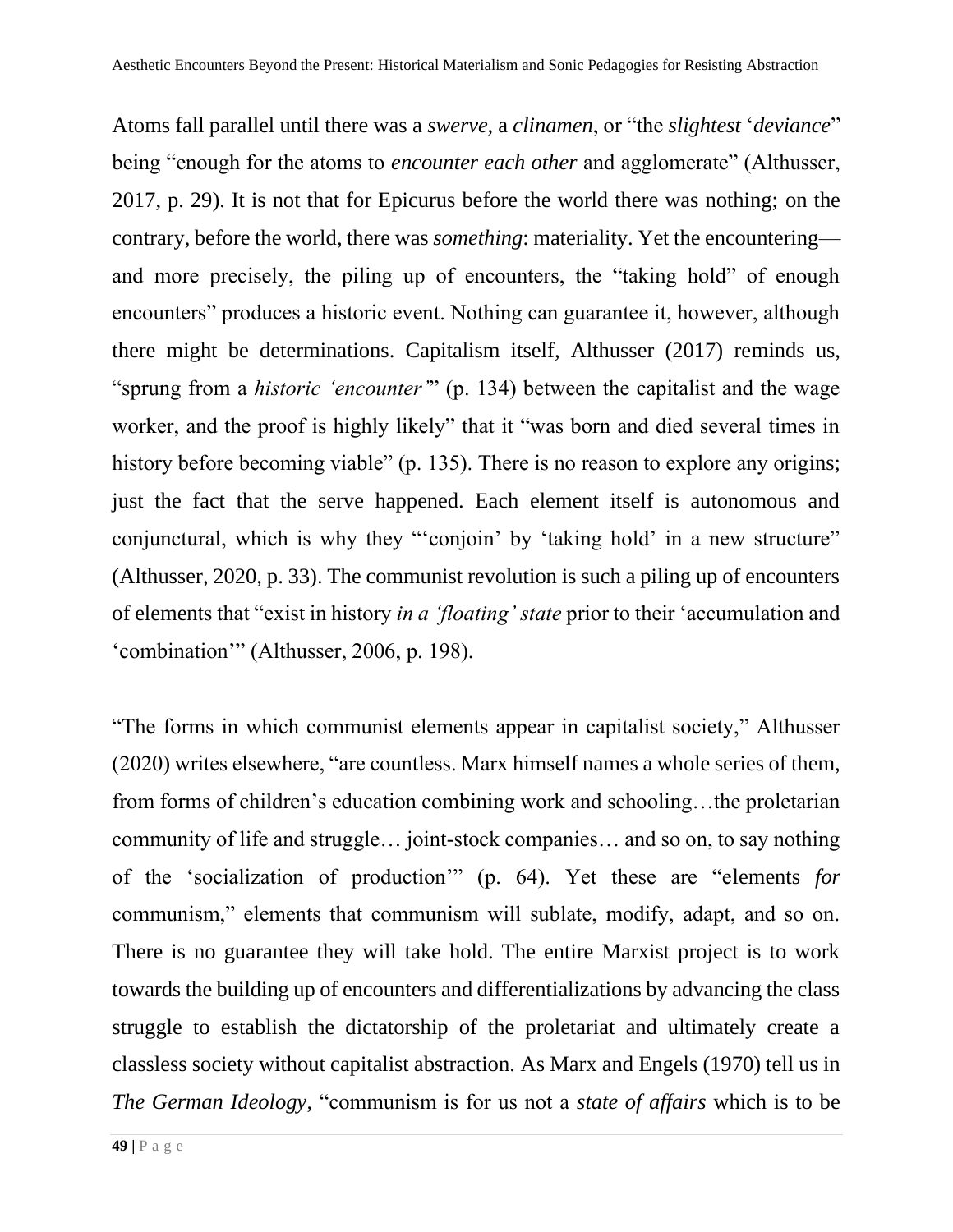Atoms fall parallel until there was a *swerve*, a *clinamen*, or "the *slightest* '*deviance*" being "enough for the atoms to *encounter each other* and agglomerate" (Althusser, 2017, p. 29). It is not that for Epicurus before the world there was nothing; on the contrary, before the world, there was *something*: materiality. Yet the encountering—and more precisely, the piling up of encounters, the "taking hold" of enough encounters" produces a historic event. Nothing can guarantee it, however, although there might be determinations. Capitalism itself, Althusser (2017) reminds us, "sprung from a *historic 'encounter'*" (p. 134) between the capitalist and the wage worker, and the proof is highly likely" that it "was born and died several times in history before becoming viable" (p. 135). There is no reason to explore any origins; just the fact that the serve happened. Each element itself is autonomous and conjunctural, which is why they "'conjoin' by 'taking hold' in a new structure" (Althusser, 2020, p. 33). The communist revolution is such a piling up of encounters of elements that "exist in history *in a 'floating' state* prior to their 'accumulation and 'combination'" (Althusser, 2006, p. 198).

"The forms in which communist elements appear in capitalist society," Althusser (2020) writes elsewhere, "are countless. Marx himself names a whole series of them, from forms of children's education combining work and schooling…the proletarian community of life and struggle… joint-stock companies… and so on, to say nothing of the 'socialization of production'" (p. 64). Yet these are "elements *for* communism," elements that communism will sublate, modify, adapt, and so on. There is no guarantee they will take hold. The entire Marxist project is to work towards the building up of encounters and differentializations by advancing the class struggle to establish the dictatorship of the proletariat and ultimately create a classless society without capitalist abstraction. As Marx and Engels (1970) tell us in *The German Ideology*, "communism is for us not a *state of affairs* which is to be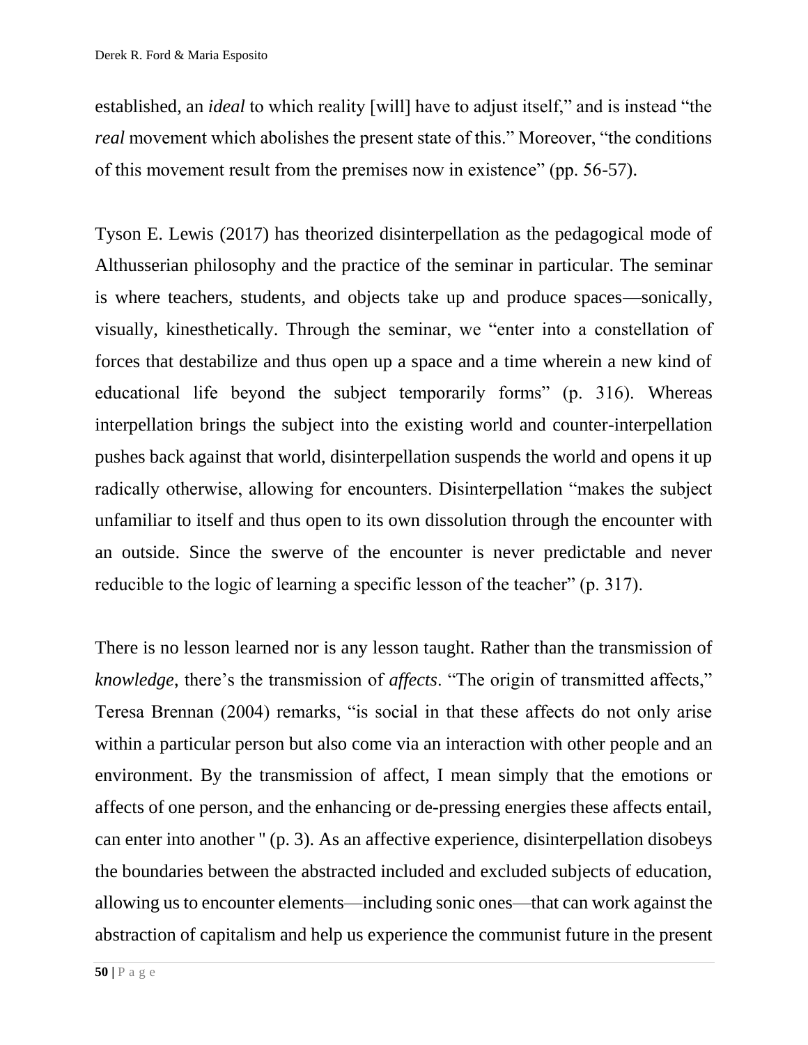established, an *ideal* to which reality [will] have to adjust itself," and is instead "the *real* movement which abolishes the present state of this." Moreover, "the conditions of this movement result from the premises now in existence" (pp. 56-57).

Tyson E. Lewis (2017) has theorized disinterpellation as the pedagogical mode of Althusserian philosophy and the practice of the seminar in particular. The seminar is where teachers, students, and objects take up and produce spaces—sonically, visually, kinesthetically. Through the seminar, we "enter into a constellation of forces that destabilize and thus open up a space and a time wherein a new kind of educational life beyond the subject temporarily forms" (p. 316). Whereas interpellation brings the subject into the existing world and counter-interpellation pushes back against that world, disinterpellation suspends the world and opens it up radically otherwise, allowing for encounters. Disinterpellation "makes the subject unfamiliar to itself and thus open to its own dissolution through the encounter with an outside. Since the swerve of the encounter is never predictable and never reducible to the logic of learning a specific lesson of the teacher" (p. 317).

There is no lesson learned nor is any lesson taught. Rather than the transmission of *knowledge*, there's the transmission of *affects*. "The origin of transmitted affects," Teresa Brennan (2004) remarks, "is social in that these affects do not only arise within a particular person but also come via an interaction with other people and an environment. By the transmission of affect, I mean simply that the emotions or affects of one person, and the enhancing or de-pressing energies these affects entail, can enter into another " (p. 3). As an affective experience, disinterpellation disobeys the boundaries between the abstracted included and excluded subjects of education, allowing us to encounter elements—including sonic ones—that can work against the abstraction of capitalism and help us experience the communist future in the present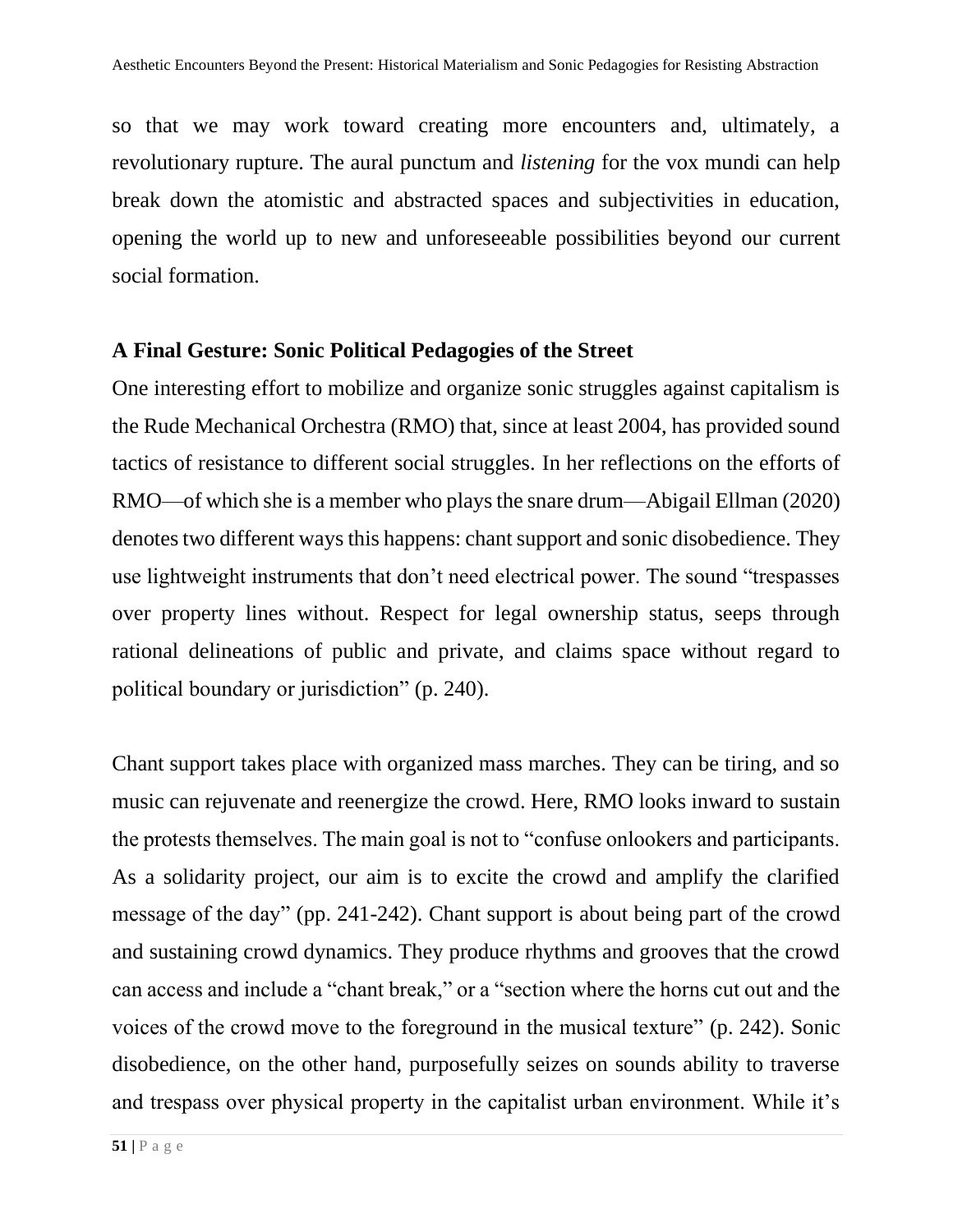so that we may work toward creating more encounters and, ultimately, a revolutionary rupture. The aural punctum and *listening* for the vox mundi can help break down the atomistic and abstracted spaces and subjectivities in education, opening the world up to new and unforeseeable possibilities beyond our current social formation.

## A Final Gesture: Sonic Political Pedagogies of the Street

One interesting effort to mobilize and organize sonic struggles against capitalism is the Rude Mechanical Orchestra (RMO) that, since at least 2004, has provided sound tactics of resistance to different social struggles. In her reflections on the efforts of RMO—of which she is a member who plays the snare drum—Abigail Ellman (2020) denotes two different ways this happens: chant support and sonic disobedience. They use lightweight instruments that don't need electrical power. The sound "trespasses over property lines without. Respect for legal ownership status, seeps through rational delineations of public and private, and claims space without regard to political boundary or jurisdiction" (p. 240).

Chant support takes place with organized mass marches. They can be tiring, and so music can rejuvenate and reenergize the crowd. Here, RMO looks inward to sustain the protests themselves. The main goal is not to "confuse onlookers and participants. As a solidarity project, our aim is to excite the crowd and amplify the clarified message of the day" (pp. 241-242). Chant support is about being part of the crowd and sustaining crowd dynamics. They produce rhythms and grooves that the crowd can access and include a "chant break," or a "section where the horns cut out and the voices of the crowd move to the foreground in the musical texture" (p. 242). Sonic disobedience, on the other hand, purposefully seizes on sounds ability to traverse and trespass over physical property in the capitalist urban environment. While it's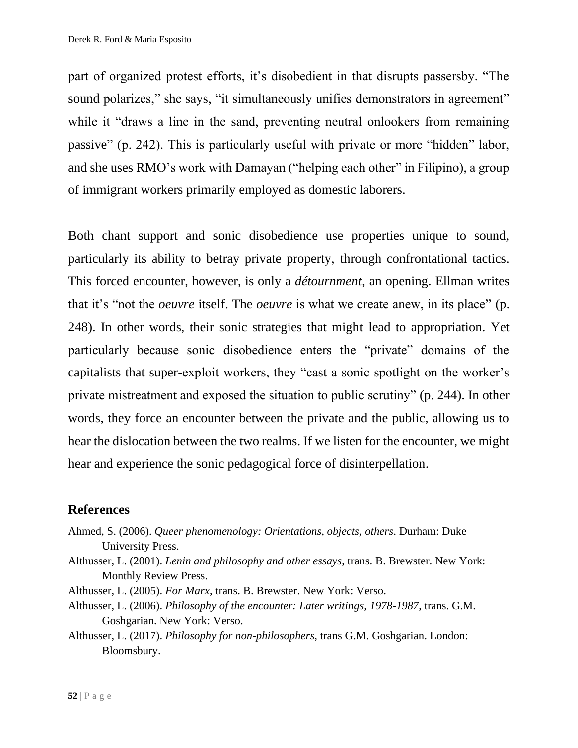part of organized protest efforts, it's disobedient in that disrupts passersby. "The sound polarizes," she says, "it simultaneously unifies demonstrators in agreement" while it "draws a line in the sand, preventing neutral onlookers from remaining passive" (p. 242). This is particularly useful with private or more "hidden" labor, and she uses RMO's work with Damayan ("helping each other" in Filipino), a group of immigrant workers primarily employed as domestic laborers.

Both chant support and sonic disobedience use properties unique to sound, particularly its ability to betray private property, through confrontational tactics. This forced encounter, however, is only a *détournment*, an opening. Ellman writes that it's "not the *oeuvre* itself. The *oeuvre* is what we create anew, in its place" (p. 248). In other words, their sonic strategies that might lead to appropriation. Yet particularly because sonic disobedience enters the "private" domains of the capitalists that super-exploit workers, they "cast a sonic spotlight on the worker's private mistreatment and exposed the situation to public scrutiny" (p. 244). In other words, they force an encounter between the private and the public, allowing us to hear the dislocation between the two realms. If we listen for the encounter, we might hear and experience the sonic pedagogical force of disinterpellation.

## References

Ahmed, S. (2006). *Queer phenomenology: Orientations, objects, others*. Durham: Duke University Press.

Althusser, L. (2001). *Lenin and philosophy and other essays*, trans. B. Brewster. New York: Monthly Review Press.

Althusser, L. (2005). *For Marx*, trans. B. Brewster. New York: Verso.

Althusser, L. (2006). *Philosophy of the encounter: Later writings, 1978-1987*, trans. G.M. Goshgarian. New York: Verso.

Althusser, L. (2017). *Philosophy for non-philosophers*, trans G.M. Goshgarian. London: Bloomsbury.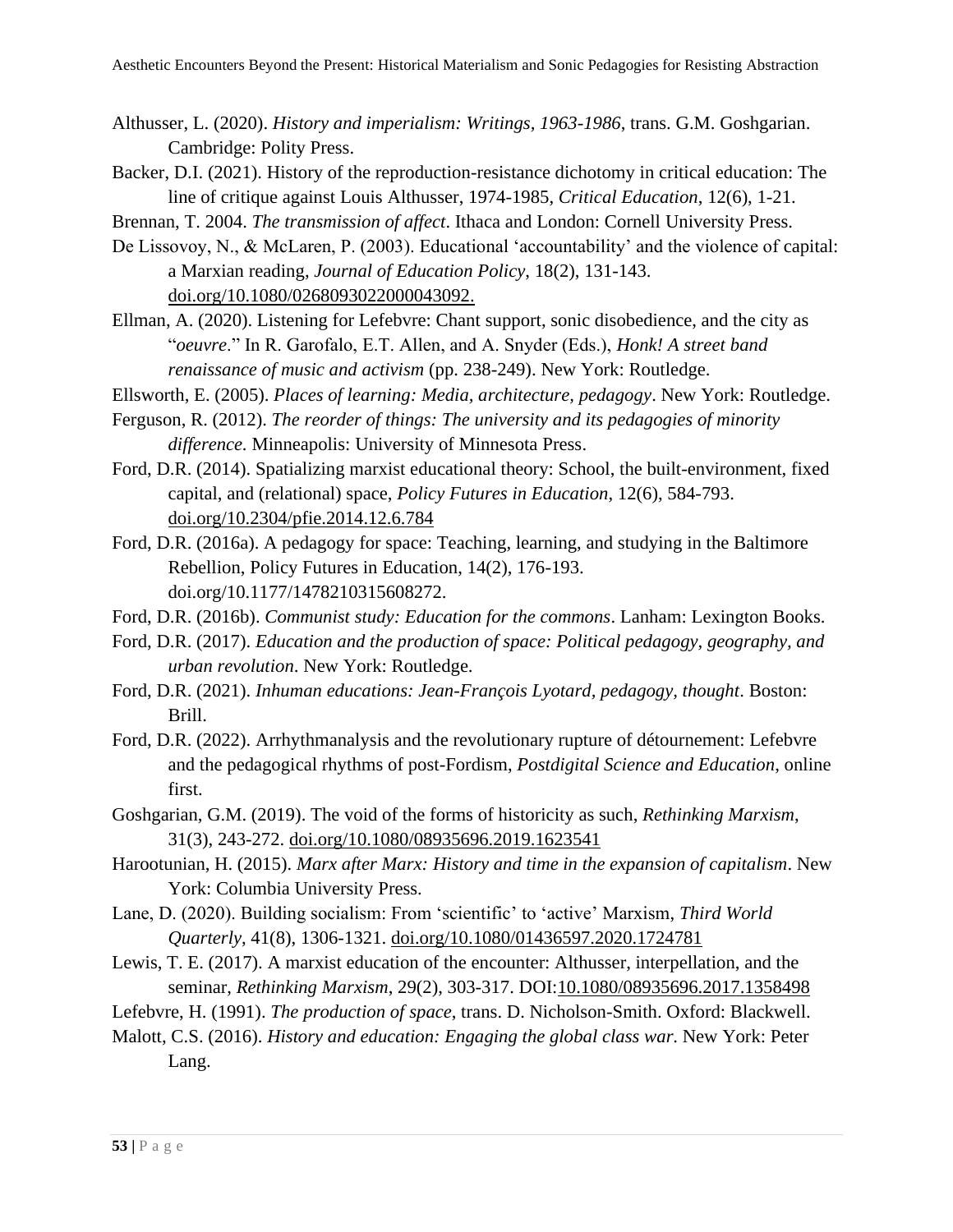Althusser, L. (2020). *History and imperialism: Writings, 1963-1986*, trans. G.M. Goshgarian. Cambridge: Polity Press.

Backer, D.I. (2021). History of the reproduction-resistance dichotomy in critical education: The line of critique against Louis Althusser, 1974-1985, *Critical Education*, 12(6), 1-21.

Brennan, T. 2004. *The transmission of affect*. Ithaca and London: Cornell University Press.

De Lissovoy, N., & McLaren, P. (2003). Educational 'accountability' and the violence of capital: a Marxian reading, *Journal of Education Policy*, 18(2), 131-143. doi.org/10.1080/0268093022000043092.

Ellman, A. (2020). Listening for Lefebvre: Chant support, sonic disobedience, and the city as "*oeuvre*." In R. Garofalo, E.T. Allen, and A. Snyder (Eds.), *Honk! A street band renaissance of music and activism* (pp. 238-249). New York: Routledge.

Ellsworth, E. (2005). *Places of learning: Media, architecture, pedagogy*. New York: Routledge.

Ferguson, R. (2012). *The reorder of things: The university and its pedagogies of minority difference.* Minneapolis: University of Minnesota Press.

Ford, D.R. (2014). Spatializing marxist educational theory: School, the built-environment, fixed capital, and (relational) space, *Policy Futures in Education*, 12(6), 584-793. doi.org/10.2304/pfie.2014.12.6.784

Ford, D.R. (2016a). A pedagogy for space: Teaching, learning, and studying in the Baltimore Rebellion, Policy Futures in Education, 14(2), 176-193. doi.org/10.1177/1478210315608272.

Ford, D.R. (2016b). *Communist study: Education for the commons*. Lanham: Lexington Books.

Ford, D.R. (2017). *Education and the production of space: Political pedagogy, geography, and urban revolution*. New York: Routledge.

Ford, D.R. (2021). *Inhuman educations: Jean-François Lyotard, pedagogy, thought*. Boston: Brill.

Ford, D.R. (2022). Arrhythmanalysis and the revolutionary rupture of détournement: Lefebvre and the pedagogical rhythms of post-Fordism, *Postdigital Science and Education*, online first.

Goshgarian, G.M. (2019). The void of the forms of historicity as such, *Rethinking Marxism*, 31(3), 243-272. doi.org/10.1080/08935696.2019.1623541

Harootunian, H. (2015). *Marx after Marx: History and time in the expansion of capitalism*. New York: Columbia University Press.

Lane, D. (2020). Building socialism: From 'scientific' to 'active' Marxism, *Third World Quarterly*, 41(8), 1306-1321. doi.org/10.1080/01436597.2020.1724781

Lewis, T. E. (2017). A marxist education of the encounter: Althusser, interpellation, and the seminar, *Rethinking Marxism*, 29(2), 303-317. DOI:10.1080/08935696.2017.1358498

Lefebvre, H. (1991). *The production of space*, trans. D. Nicholson-Smith. Oxford: Blackwell.

Malott, C.S. (2016). *History and education: Engaging the global class war*. New York: Peter Lang.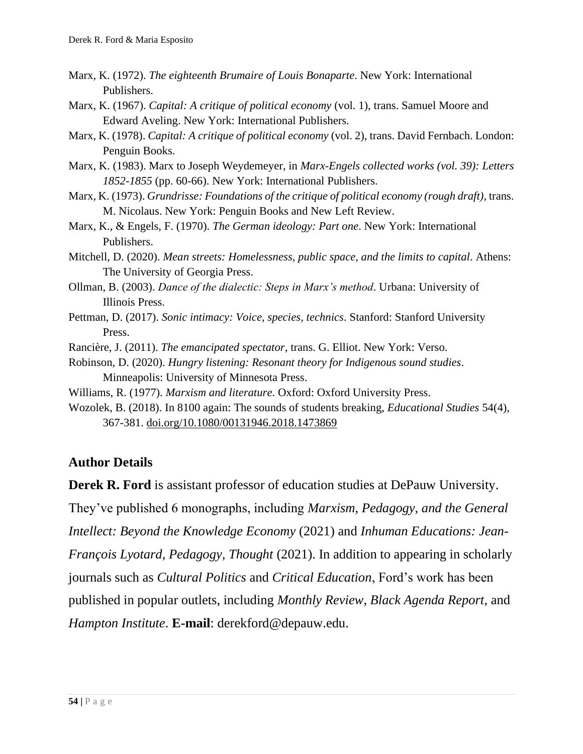Marx, K. (1972). *The eighteenth Brumaire of Louis Bonaparte*. New York: International Publishers.

Marx, K. (1967). *Capital: A critique of political economy* (vol. 1), trans. Samuel Moore and Edward Aveling. New York: International Publishers.

Marx, K. (1978). *Capital: A critique of political economy* (vol. 2), trans. David Fernbach. London: Penguin Books.

Marx, K. (1983). Marx to Joseph Weydemeyer, in *Marx-Engels collected works (vol. 39): Letters 1852-1855* (pp. 60-66). New York: International Publishers.

Marx, K. (1973). *Grundrisse: Foundations of the critique of political economy (rough draft)*, trans. M. Nicolaus. New York: Penguin Books and New Left Review.

Marx, K., & Engels, F. (1970). *The German ideology: Part one*. New York: International Publishers.

Mitchell, D. (2020). *Mean streets: Homelessness, public space, and the limits to capital*. Athens: The University of Georgia Press.

Ollman, B. (2003). *Dance of the dialectic: Steps in Marx's method*. Urbana: University of Illinois Press.

Pettman, D. (2017). *Sonic intimacy: Voice, species, technics*. Stanford: Stanford University Press.

Rancière, J. (2011). *The emancipated spectator*, trans. G. Elliot. New York: Verso.

Robinson, D. (2020). *Hungry listening: Resonant theory for Indigenous sound studies*. Minneapolis: University of Minnesota Press.

Williams, R. (1977). *Marxism and literature*. Oxford: Oxford University Press.

Wozolek, B. (2018). In 8100 again: The sounds of students breaking, *Educational Studies* 54(4), 367-381. doi.org/10.1080/00131946.2018.1473869

## Author Details

**Derek R. Ford** is assistant professor of education studies at DePauw University. They've published 6 monographs, including *Marxism, Pedagogy, and the General Intellect: Beyond the Knowledge Economy* (2021) and *Inhuman Educations: Jean-François Lyotard, Pedagogy, Thought* (2021). In addition to appearing in scholarly journals such as *Cultural Politics* and *Critical Education*, Ford's work has been published in popular outlets, including *Monthly Review*, *Black Agenda Report*, and *Hampton Institute*. **E-mail**: derekford@depauw.edu.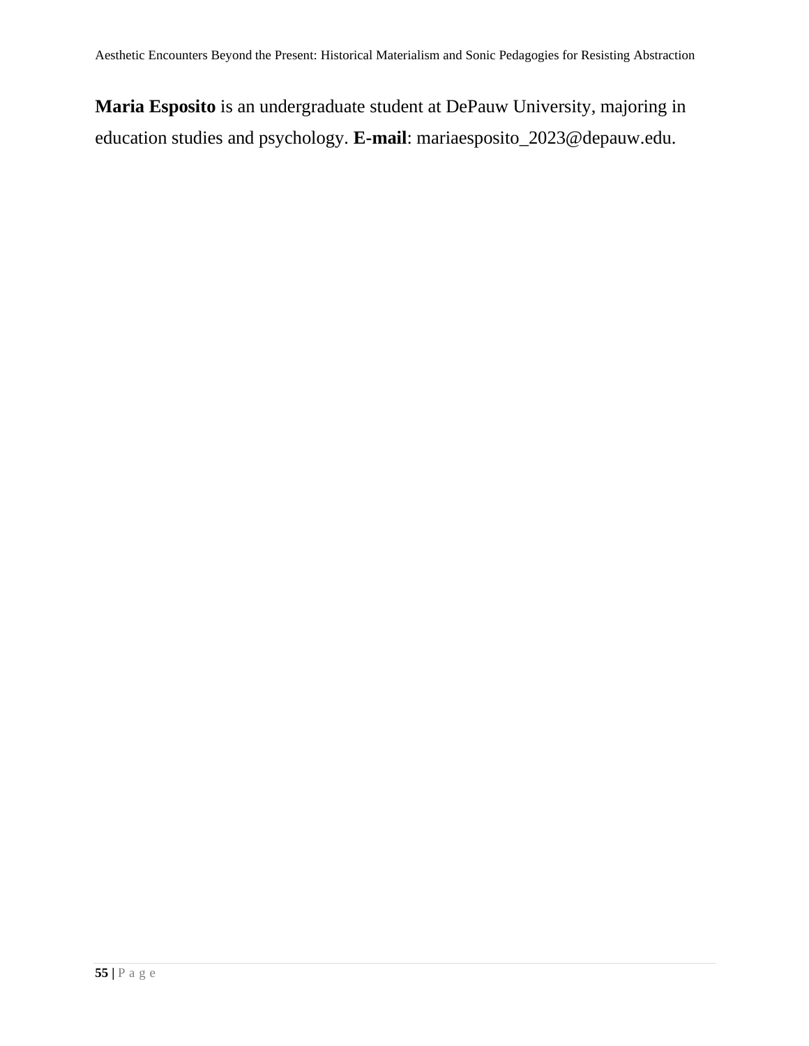**Maria Esposito** is an undergraduate student at DePauw University, majoring in education studies and psychology. **E-mail**: mariaesposito_2023@depauw.edu.